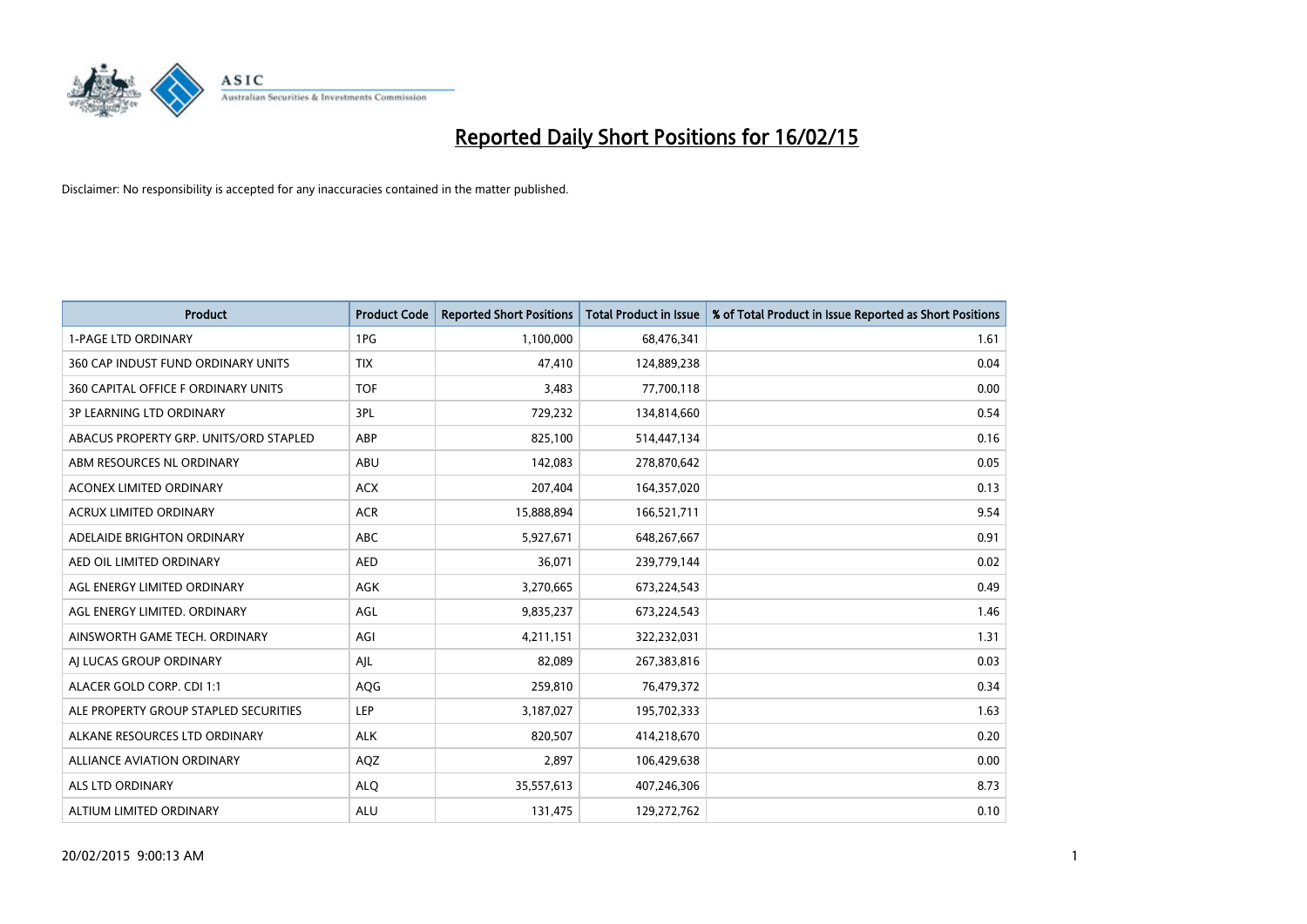# Reported Daily Short Positions for 16/02/15

Disclaimer: No responsibility is accepted for any inaccuracies contained in the matter published.

| Product | Product Code | Reported Short Positions | Total Product in Issue | % of Total Product in Issue Reported as Short Positions |
|---|---|---|---|---|
| 1-PAGE LTD ORDINARY | 1PG | 1,100,000 | 68,476,341 | 1.61 |
| 360 CAP INDUST FUND ORDINARY UNITS | TIX | 47,410 | 124,889,238 | 0.04 |
| 360 CAPITAL OFFICE F ORDINARY UNITS | TOF | 3,483 | 77,700,118 | 0.00 |
| 3P LEARNING LTD ORDINARY | 3PL | 729,232 | 134,814,660 | 0.54 |
| ABACUS PROPERTY GRP. UNITS/ORD STAPLED | ABP | 825,100 | 514,447,134 | 0.16 |
| ABM RESOURCES NL ORDINARY | ABU | 142,083 | 278,870,642 | 0.05 |
| ACONEX LIMITED ORDINARY | ACX | 207,404 | 164,357,020 | 0.13 |
| ACRUX LIMITED ORDINARY | ACR | 15,888,894 | 166,521,711 | 9.54 |
| ADELAIDE BRIGHTON ORDINARY | ABC | 5,927,671 | 648,267,667 | 0.91 |
| AED OIL LIMITED ORDINARY | AED | 36,071 | 239,779,144 | 0.02 |
| AGL ENERGY LIMITED ORDINARY | AGK | 3,270,665 | 673,224,543 | 0.49 |
| AGL ENERGY LIMITED. ORDINARY | AGL | 9,835,237 | 673,224,543 | 1.46 |
| AINSWORTH GAME TECH. ORDINARY | AGI | 4,211,151 | 322,232,031 | 1.31 |
| AJ LUCAS GROUP ORDINARY | AJL | 82,089 | 267,383,816 | 0.03 |
| ALACER GOLD CORP. CDI 1:1 | AQG | 259,810 | 76,479,372 | 0.34 |
| ALE PROPERTY GROUP STAPLED SECURITIES | LEP | 3,187,027 | 195,702,333 | 1.63 |
| ALKANE RESOURCES LTD ORDINARY | ALK | 820,507 | 414,218,670 | 0.20 |
| ALLIANCE AVIATION ORDINARY | AQZ | 2,897 | 106,429,638 | 0.00 |
| ALS LTD ORDINARY | ALQ | 35,557,613 | 407,246,306 | 8.73 |
| ALTIUM LIMITED ORDINARY | ALU | 131,475 | 129,272,762 | 0.10 |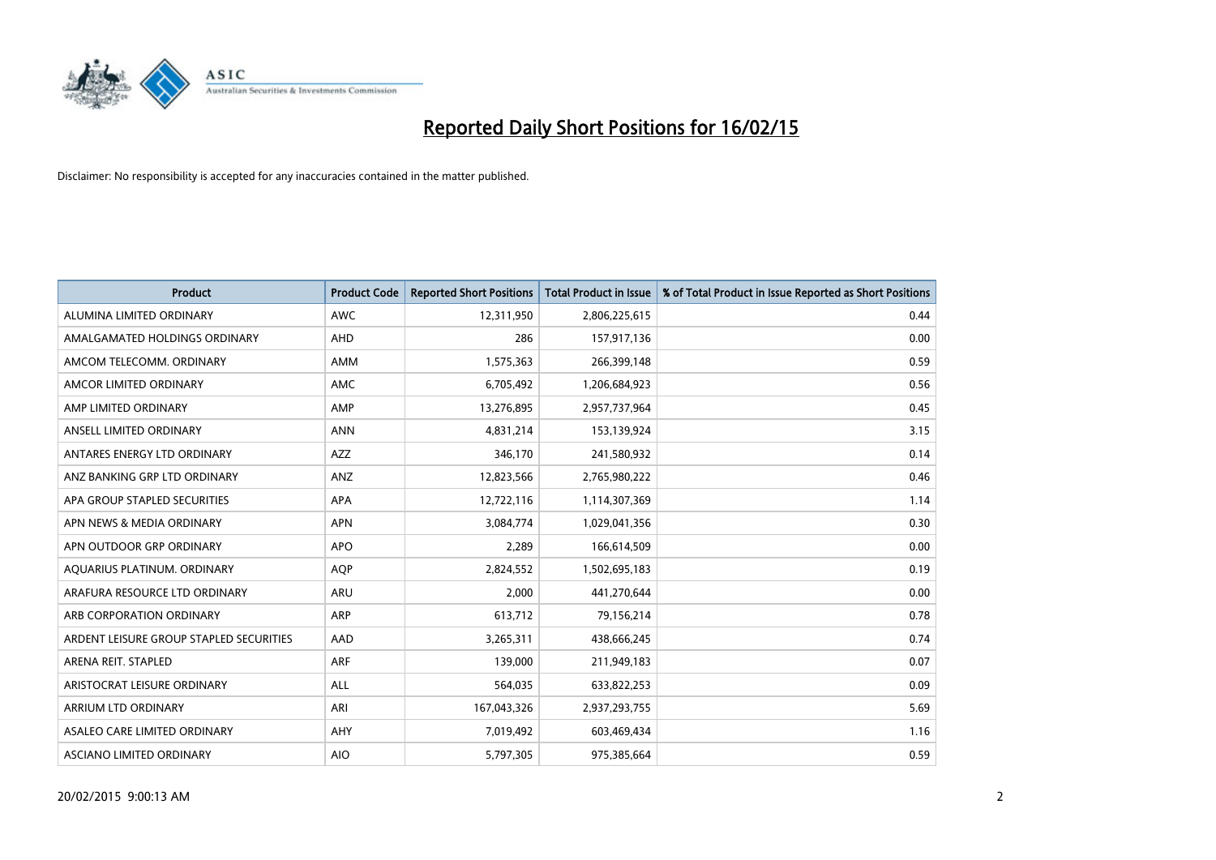# Reported Daily Short Positions for 16/02/15

Disclaimer: No responsibility is accepted for any inaccuracies contained in the matter published.

| Product | Product Code | Reported Short Positions | Total Product in Issue | % of Total Product in Issue Reported as Short Positions |
|---|---|---|---|---|
| ALUMINA LIMITED ORDINARY | AWC | 12,311,950 | 2,806,225,615 | 0.44 |
| AMALGAMATED HOLDINGS ORDINARY | AHD | 286 | 157,917,136 | 0.00 |
| AMCOM TELECOMM. ORDINARY | AMM | 1,575,363 | 266,399,148 | 0.59 |
| AMCOR LIMITED ORDINARY | AMC | 6,705,492 | 1,206,684,923 | 0.56 |
| AMP LIMITED ORDINARY | AMP | 13,276,895 | 2,957,737,964 | 0.45 |
| ANSELL LIMITED ORDINARY | ANN | 4,831,214 | 153,139,924 | 3.15 |
| ANTARES ENERGY LTD ORDINARY | AZZ | 346,170 | 241,580,932 | 0.14 |
| ANZ BANKING GRP LTD ORDINARY | ANZ | 12,823,566 | 2,765,980,222 | 0.46 |
| APA GROUP STAPLED SECURITIES | APA | 12,722,116 | 1,114,307,369 | 1.14 |
| APN NEWS & MEDIA ORDINARY | APN | 3,084,774 | 1,029,041,356 | 0.30 |
| APN OUTDOOR GRP ORDINARY | APO | 2,289 | 166,614,509 | 0.00 |
| AQUARIUS PLATINUM. ORDINARY | AQP | 2,824,552 | 1,502,695,183 | 0.19 |
| ARAFURA RESOURCE LTD ORDINARY | ARU | 2,000 | 441,270,644 | 0.00 |
| ARB CORPORATION ORDINARY | ARP | 613,712 | 79,156,214 | 0.78 |
| ARDENT LEISURE GROUP STAPLED SECURITIES | AAD | 3,265,311 | 438,666,245 | 0.74 |
| ARENA REIT. STAPLED | ARF | 139,000 | 211,949,183 | 0.07 |
| ARISTOCRAT LEISURE ORDINARY | ALL | 564,035 | 633,822,253 | 0.09 |
| ARRIUM LTD ORDINARY | ARI | 167,043,326 | 2,937,293,755 | 5.69 |
| ASALEO CARE LIMITED ORDINARY | AHY | 7,019,492 | 603,469,434 | 1.16 |
| ASCIANO LIMITED ORDINARY | AIO | 5,797,305 | 975,385,664 | 0.59 |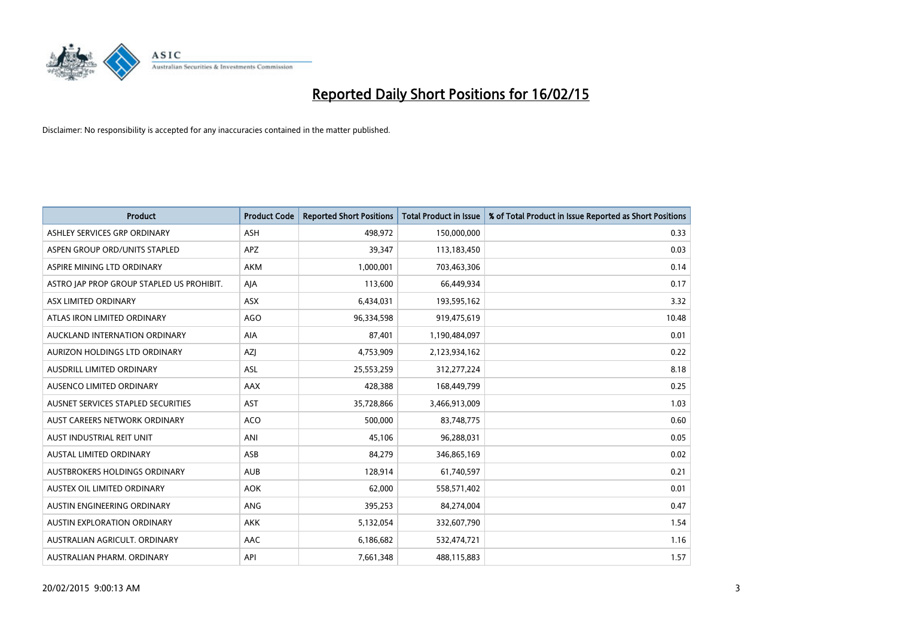# Reported Daily Short Positions for 16/02/15

Disclaimer: No responsibility is accepted for any inaccuracies contained in the matter published.

| Product | Product Code | Reported Short Positions | Total Product in Issue | % of Total Product in Issue Reported as Short Positions |
|---|---|---|---|---|
| ASHLEY SERVICES GRP ORDINARY | ASH | 498,972 | 150,000,000 | 0.33 |
| ASPEN GROUP ORD/UNITS STAPLED | APZ | 39,347 | 113,183,450 | 0.03 |
| ASPIRE MINING LTD ORDINARY | AKM | 1,000,001 | 703,463,306 | 0.14 |
| ASTRO JAP PROP GROUP STAPLED US PROHIBIT. | AJA | 113,600 | 66,449,934 | 0.17 |
| ASX LIMITED ORDINARY | ASX | 6,434,031 | 193,595,162 | 3.32 |
| ATLAS IRON LIMITED ORDINARY | AGO | 96,334,598 | 919,475,619 | 10.48 |
| AUCKLAND INTERNATION ORDINARY | AIA | 87,401 | 1,190,484,097 | 0.01 |
| AURIZON HOLDINGS LTD ORDINARY | AZJ | 4,753,909 | 2,123,934,162 | 0.22 |
| AUSDRILL LIMITED ORDINARY | ASL | 25,553,259 | 312,277,224 | 8.18 |
| AUSENCO LIMITED ORDINARY | AAX | 428,388 | 168,449,799 | 0.25 |
| AUSNET SERVICES STAPLED SECURITIES | AST | 35,728,866 | 3,466,913,009 | 1.03 |
| AUST CAREERS NETWORK ORDINARY | ACO | 500,000 | 83,748,775 | 0.60 |
| AUST INDUSTRIAL REIT UNIT | ANI | 45,106 | 96,288,031 | 0.05 |
| AUSTAL LIMITED ORDINARY | ASB | 84,279 | 346,865,169 | 0.02 |
| AUSTBROKERS HOLDINGS ORDINARY | AUB | 128,914 | 61,740,597 | 0.21 |
| AUSTEX OIL LIMITED ORDINARY | AOK | 62,000 | 558,571,402 | 0.01 |
| AUSTIN ENGINEERING ORDINARY | ANG | 395,253 | 84,274,004 | 0.47 |
| AUSTIN EXPLORATION ORDINARY | AKK | 5,132,054 | 332,607,790 | 1.54 |
| AUSTRALIAN AGRICULT. ORDINARY | AAC | 6,186,682 | 532,474,721 | 1.16 |
| AUSTRALIAN PHARM. ORDINARY | API | 7,661,348 | 488,115,883 | 1.57 |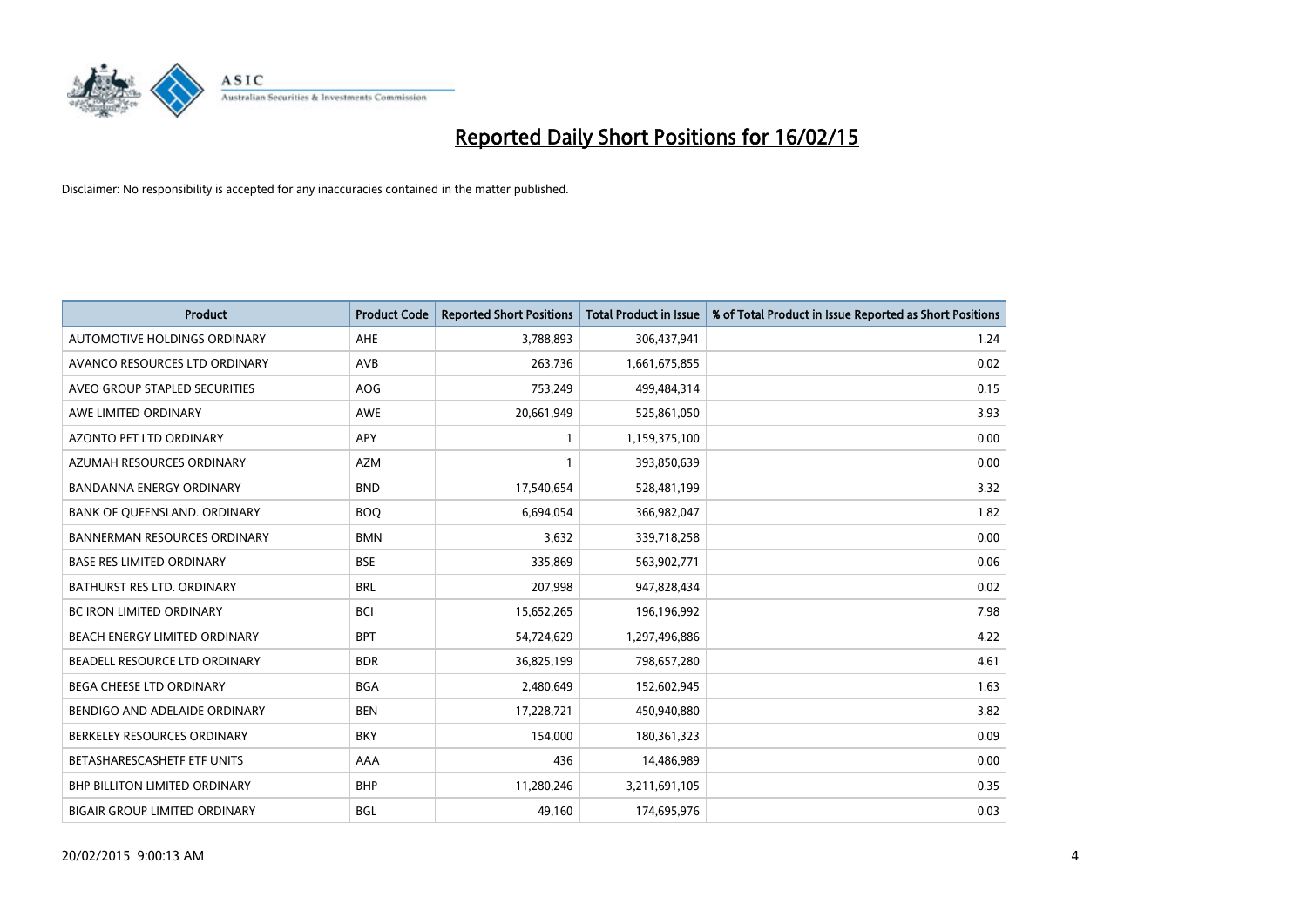# Reported Daily Short Positions for 16/02/15

Disclaimer: No responsibility is accepted for any inaccuracies contained in the matter published.

| Product | Product Code | Reported Short Positions | Total Product in Issue | % of Total Product in Issue Reported as Short Positions |
|---|---|---|---|---|
| AUTOMOTIVE HOLDINGS ORDINARY | AHE | 3,788,893 | 306,437,941 | 1.24 |
| AVANCO RESOURCES LTD ORDINARY | AVB | 263,736 | 1,661,675,855 | 0.02 |
| AVEO GROUP STAPLED SECURITIES | AOG | 753,249 | 499,484,314 | 0.15 |
| AWE LIMITED ORDINARY | AWE | 20,661,949 | 525,861,050 | 3.93 |
| AZONTO PET LTD ORDINARY | APY | 1 | 1,159,375,100 | 0.00 |
| AZUMAH RESOURCES ORDINARY | AZM | 1 | 393,850,639 | 0.00 |
| BANDANNA ENERGY ORDINARY | BND | 17,540,654 | 528,481,199 | 3.32 |
| BANK OF QUEENSLAND. ORDINARY | BOQ | 6,694,054 | 366,982,047 | 1.82 |
| BANNERMAN RESOURCES ORDINARY | BMN | 3,632 | 339,718,258 | 0.00 |
| BASE RES LIMITED ORDINARY | BSE | 335,869 | 563,902,771 | 0.06 |
| BATHURST RES LTD. ORDINARY | BRL | 207,998 | 947,828,434 | 0.02 |
| BC IRON LIMITED ORDINARY | BCI | 15,652,265 | 196,196,992 | 7.98 |
| BEACH ENERGY LIMITED ORDINARY | BPT | 54,724,629 | 1,297,496,886 | 4.22 |
| BEADELL RESOURCE LTD ORDINARY | BDR | 36,825,199 | 798,657,280 | 4.61 |
| BEGA CHEESE LTD ORDINARY | BGA | 2,480,649 | 152,602,945 | 1.63 |
| BENDIGO AND ADELAIDE ORDINARY | BEN | 17,228,721 | 450,940,880 | 3.82 |
| BERKELEY RESOURCES ORDINARY | BKY | 154,000 | 180,361,323 | 0.09 |
| BETASHARESCASHETF ETF UNITS | AAA | 436 | 14,486,989 | 0.00 |
| BHP BILLITON LIMITED ORDINARY | BHP | 11,280,246 | 3,211,691,105 | 0.35 |
| BIGAIR GROUP LIMITED ORDINARY | BGL | 49,160 | 174,695,976 | 0.03 |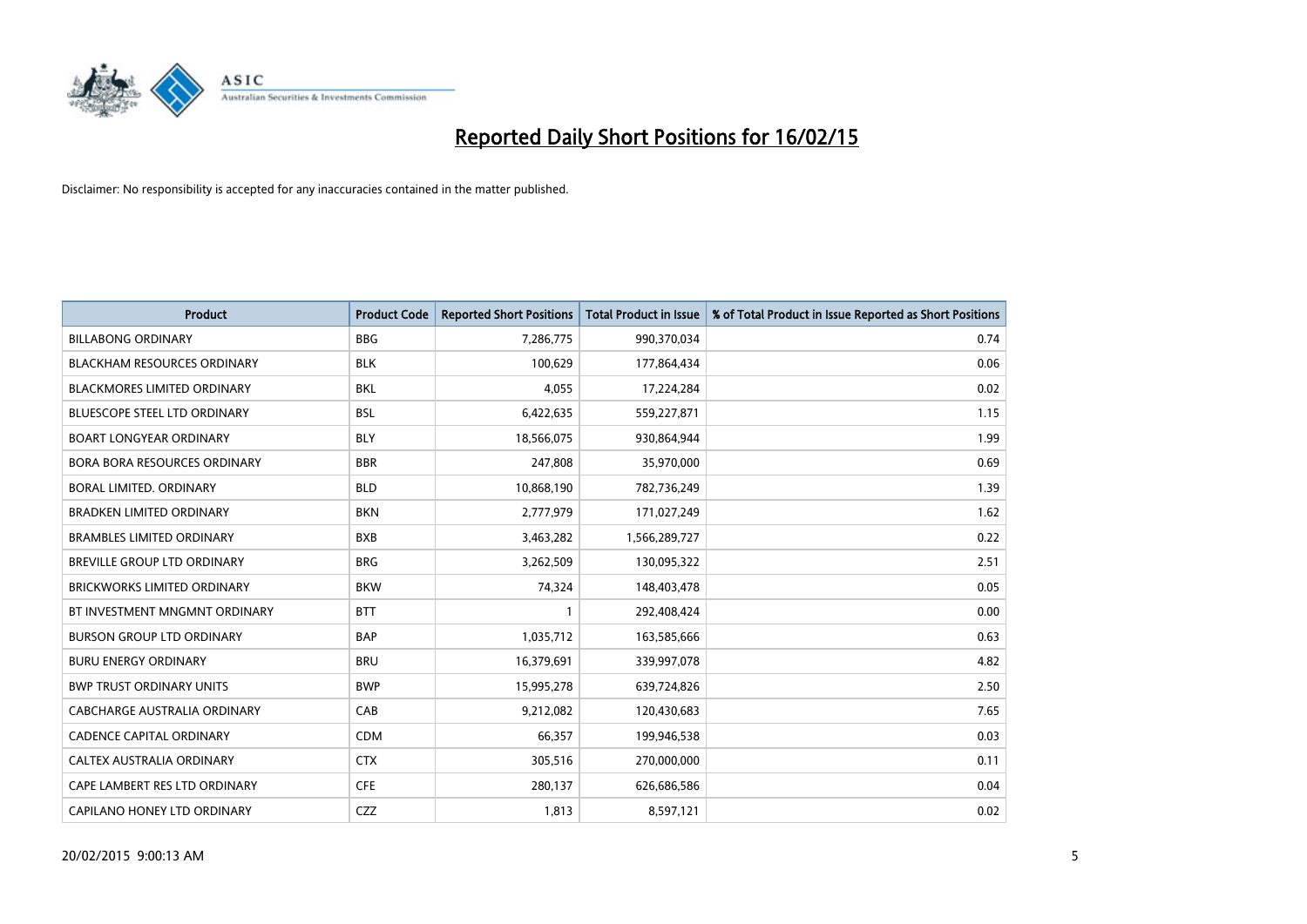# Reported Daily Short Positions for 16/02/15

Disclaimer: No responsibility is accepted for any inaccuracies contained in the matter published.

| Product | Product Code | Reported Short Positions | Total Product in Issue | % of Total Product in Issue Reported as Short Positions |
|---|---|---|---|---|
| BILLABONG ORDINARY | BBG | 7,286,775 | 990,370,034 | 0.74 |
| BLACKHAM RESOURCES ORDINARY | BLK | 100,629 | 177,864,434 | 0.06 |
| BLACKMORES LIMITED ORDINARY | BKL | 4,055 | 17,224,284 | 0.02 |
| BLUESCOPE STEEL LTD ORDINARY | BSL | 6,422,635 | 559,227,871 | 1.15 |
| BOART LONGYEAR ORDINARY | BLY | 18,566,075 | 930,864,944 | 1.99 |
| BORA BORA RESOURCES ORDINARY | BBR | 247,808 | 35,970,000 | 0.69 |
| BORAL LIMITED. ORDINARY | BLD | 10,868,190 | 782,736,249 | 1.39 |
| BRADKEN LIMITED ORDINARY | BKN | 2,777,979 | 171,027,249 | 1.62 |
| BRAMBLES LIMITED ORDINARY | BXB | 3,463,282 | 1,566,289,727 | 0.22 |
| BREVILLE GROUP LTD ORDINARY | BRG | 3,262,509 | 130,095,322 | 2.51 |
| BRICKWORKS LIMITED ORDINARY | BKW | 74,324 | 148,403,478 | 0.05 |
| BT INVESTMENT MNGMNT ORDINARY | BTT | 1 | 292,408,424 | 0.00 |
| BURSON GROUP LTD ORDINARY | BAP | 1,035,712 | 163,585,666 | 0.63 |
| BURU ENERGY ORDINARY | BRU | 16,379,691 | 339,997,078 | 4.82 |
| BWP TRUST ORDINARY UNITS | BWP | 15,995,278 | 639,724,826 | 2.50 |
| CABCHARGE AUSTRALIA ORDINARY | CAB | 9,212,082 | 120,430,683 | 7.65 |
| CADENCE CAPITAL ORDINARY | CDM | 66,357 | 199,946,538 | 0.03 |
| CALTEX AUSTRALIA ORDINARY | CTX | 305,516 | 270,000,000 | 0.11 |
| CAPE LAMBERT RES LTD ORDINARY | CFE | 280,137 | 626,686,586 | 0.04 |
| CAPILANO HONEY LTD ORDINARY | CZZ | 1,813 | 8,597,121 | 0.02 |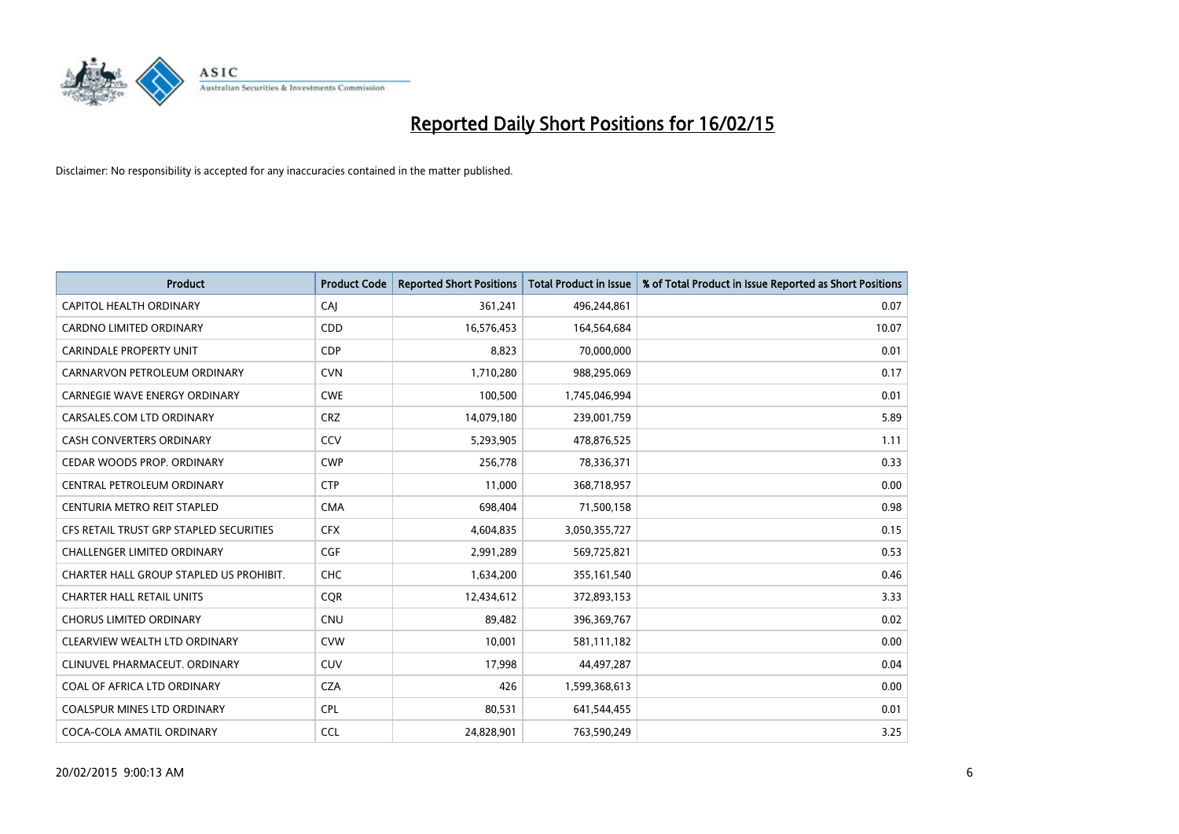# Reported Daily Short Positions for 16/02/15

Disclaimer: No responsibility is accepted for any inaccuracies contained in the matter published.

| Product | Product Code | Reported Short Positions | Total Product in Issue | % of Total Product in Issue Reported as Short Positions |
|---|---|---|---|---|
| CAPITOL HEALTH ORDINARY | CAJ | 361,241 | 496,244,861 | 0.07 |
| CARDNO LIMITED ORDINARY | CDD | 16,576,453 | 164,564,684 | 10.07 |
| CARINDALE PROPERTY UNIT | CDP | 8,823 | 70,000,000 | 0.01 |
| CARNARVON PETROLEUM ORDINARY | CVN | 1,710,280 | 988,295,069 | 0.17 |
| CARNEGIE WAVE ENERGY ORDINARY | CWE | 100,500 | 1,745,046,994 | 0.01 |
| CARSALES.COM LTD ORDINARY | CRZ | 14,079,180 | 239,001,759 | 5.89 |
| CASH CONVERTERS ORDINARY | CCV | 5,293,905 | 478,876,525 | 1.11 |
| CEDAR WOODS PROP. ORDINARY | CWP | 256,778 | 78,336,371 | 0.33 |
| CENTRAL PETROLEUM ORDINARY | CTP | 11,000 | 368,718,957 | 0.00 |
| CENTURIA METRO REIT STAPLED | CMA | 698,404 | 71,500,158 | 0.98 |
| CFS RETAIL TRUST GRP STAPLED SECURITIES | CFX | 4,604,835 | 3,050,355,727 | 0.15 |
| CHALLENGER LIMITED ORDINARY | CGF | 2,991,289 | 569,725,821 | 0.53 |
| CHARTER HALL GROUP STAPLED US PROHIBIT. | CHC | 1,634,200 | 355,161,540 | 0.46 |
| CHARTER HALL RETAIL UNITS | CQR | 12,434,612 | 372,893,153 | 3.33 |
| CHORUS LIMITED ORDINARY | CNU | 89,482 | 396,369,767 | 0.02 |
| CLEARVIEW WEALTH LTD ORDINARY | CVW | 10,001 | 581,111,182 | 0.00 |
| CLINUVEL PHARMACEUT. ORDINARY | CUV | 17,998 | 44,497,287 | 0.04 |
| COAL OF AFRICA LTD ORDINARY | CZA | 426 | 1,599,368,613 | 0.00 |
| COALSPUR MINES LTD ORDINARY | CPL | 80,531 | 641,544,455 | 0.01 |
| COCA-COLA AMATIL ORDINARY | CCL | 24,828,901 | 763,590,249 | 3.25 |

20/02/2015 9:00:13 AM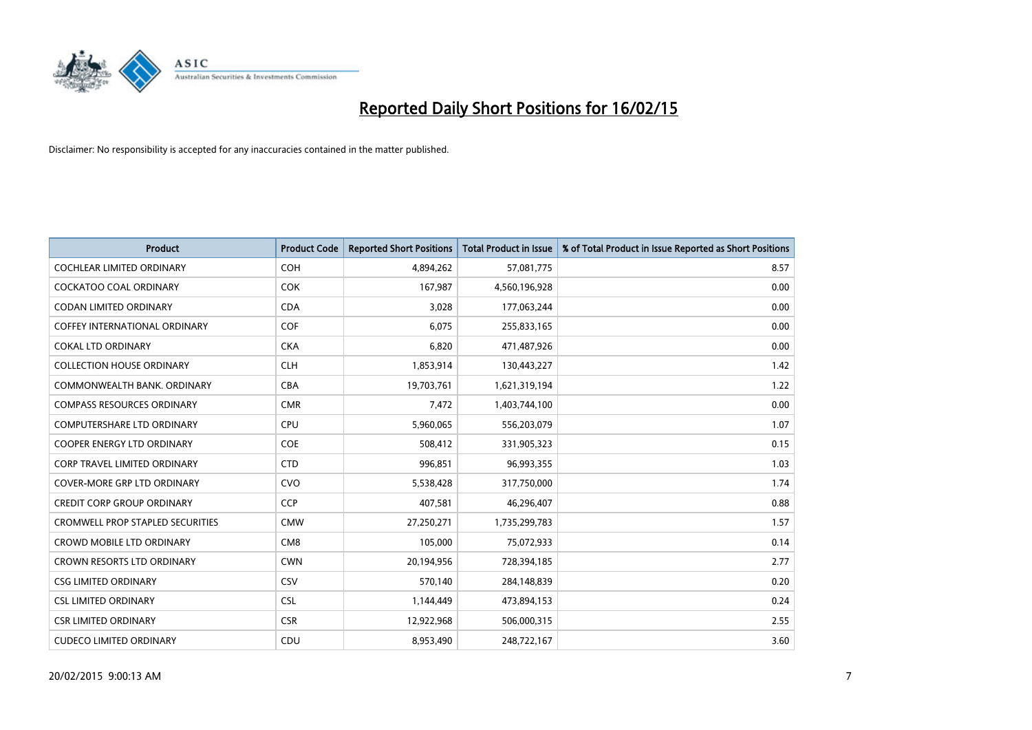# Reported Daily Short Positions for 16/02/15

Disclaimer: No responsibility is accepted for any inaccuracies contained in the matter published.

| Product | Product Code | Reported Short Positions | Total Product in Issue | % of Total Product in Issue Reported as Short Positions |
|---|---|---|---|---|
| COCHLEAR LIMITED ORDINARY | COH | 4,894,262 | 57,081,775 | 8.57 |
| COCKATOO COAL ORDINARY | COK | 167,987 | 4,560,196,928 | 0.00 |
| CODAN LIMITED ORDINARY | CDA | 3,028 | 177,063,244 | 0.00 |
| COFFEY INTERNATIONAL ORDINARY | COF | 6,075 | 255,833,165 | 0.00 |
| COKAL LTD ORDINARY | CKA | 6,820 | 471,487,926 | 0.00 |
| COLLECTION HOUSE ORDINARY | CLH | 1,853,914 | 130,443,227 | 1.42 |
| COMMONWEALTH BANK. ORDINARY | CBA | 19,703,761 | 1,621,319,194 | 1.22 |
| COMPASS RESOURCES ORDINARY | CMR | 7,472 | 1,403,744,100 | 0.00 |
| COMPUTERSHARE LTD ORDINARY | CPU | 5,960,065 | 556,203,079 | 1.07 |
| COOPER ENERGY LTD ORDINARY | COE | 508,412 | 331,905,323 | 0.15 |
| CORP TRAVEL LIMITED ORDINARY | CTD | 996,851 | 96,993,355 | 1.03 |
| COVER-MORE GRP LTD ORDINARY | CVO | 5,538,428 | 317,750,000 | 1.74 |
| CREDIT CORP GROUP ORDINARY | CCP | 407,581 | 46,296,407 | 0.88 |
| CROMWELL PROP STAPLED SECURITIES | CMW | 27,250,271 | 1,735,299,783 | 1.57 |
| CROWD MOBILE LTD ORDINARY | CM8 | 105,000 | 75,072,933 | 0.14 |
| CROWN RESORTS LTD ORDINARY | CWN | 20,194,956 | 728,394,185 | 2.77 |
| CSG LIMITED ORDINARY | CSV | 570,140 | 284,148,839 | 0.20 |
| CSL LIMITED ORDINARY | CSL | 1,144,449 | 473,894,153 | 0.24 |
| CSR LIMITED ORDINARY | CSR | 12,922,968 | 506,000,315 | 2.55 |
| CUDECO LIMITED ORDINARY | CDU | 8,953,490 | 248,722,167 | 3.60 |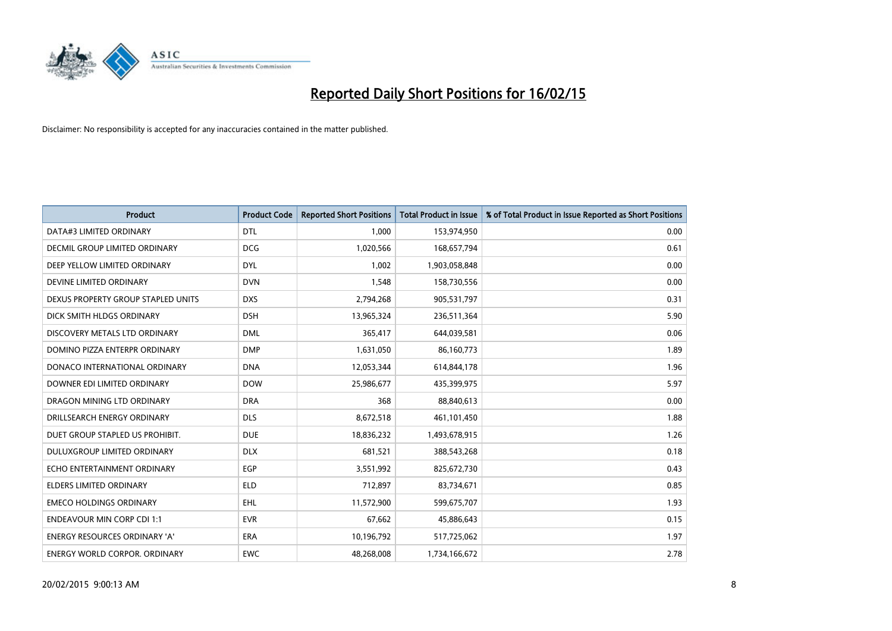# Reported Daily Short Positions for 16/02/15

Disclaimer: No responsibility is accepted for any inaccuracies contained in the matter published.

| Product | Product Code | Reported Short Positions | Total Product in Issue | % of Total Product in Issue Reported as Short Positions |
| --- | --- | --- | --- | --- |
| DATA#3 LIMITED ORDINARY | DTL | 1,000 | 153,974,950 | 0.00 |
| DECMIL GROUP LIMITED ORDINARY | DCG | 1,020,566 | 168,657,794 | 0.61 |
| DEEP YELLOW LIMITED ORDINARY | DYL | 1,002 | 1,903,058,848 | 0.00 |
| DEVINE LIMITED ORDINARY | DVN | 1,548 | 158,730,556 | 0.00 |
| DEXUS PROPERTY GROUP STAPLED UNITS | DXS | 2,794,268 | 905,531,797 | 0.31 |
| DICK SMITH HLDGS ORDINARY | DSH | 13,965,324 | 236,511,364 | 5.90 |
| DISCOVERY METALS LTD ORDINARY | DML | 365,417 | 644,039,581 | 0.06 |
| DOMINO PIZZA ENTERPR ORDINARY | DMP | 1,631,050 | 86,160,773 | 1.89 |
| DONACO INTERNATIONAL ORDINARY | DNA | 12,053,344 | 614,844,178 | 1.96 |
| DOWNER EDI LIMITED ORDINARY | DOW | 25,986,677 | 435,399,975 | 5.97 |
| DRAGON MINING LTD ORDINARY | DRA | 368 | 88,840,613 | 0.00 |
| DRILLSEARCH ENERGY ORDINARY | DLS | 8,672,518 | 461,101,450 | 1.88 |
| DUET GROUP STAPLED US PROHIBIT. | DUE | 18,836,232 | 1,493,678,915 | 1.26 |
| DULUXGROUP LIMITED ORDINARY | DLX | 681,521 | 388,543,268 | 0.18 |
| ECHO ENTERTAINMENT ORDINARY | EGP | 3,551,992 | 825,672,730 | 0.43 |
| ELDERS LIMITED ORDINARY | ELD | 712,897 | 83,734,671 | 0.85 |
| EMECO HOLDINGS ORDINARY | EHL | 11,572,900 | 599,675,707 | 1.93 |
| ENDEAVOUR MIN CORP CDI 1:1 | EVR | 67,662 | 45,886,643 | 0.15 |
| ENERGY RESOURCES ORDINARY 'A' | ERA | 10,196,792 | 517,725,062 | 1.97 |
| ENERGY WORLD CORPOR. ORDINARY | EWC | 48,268,008 | 1,734,166,672 | 2.78 |

20/02/2015 9:00:13 AM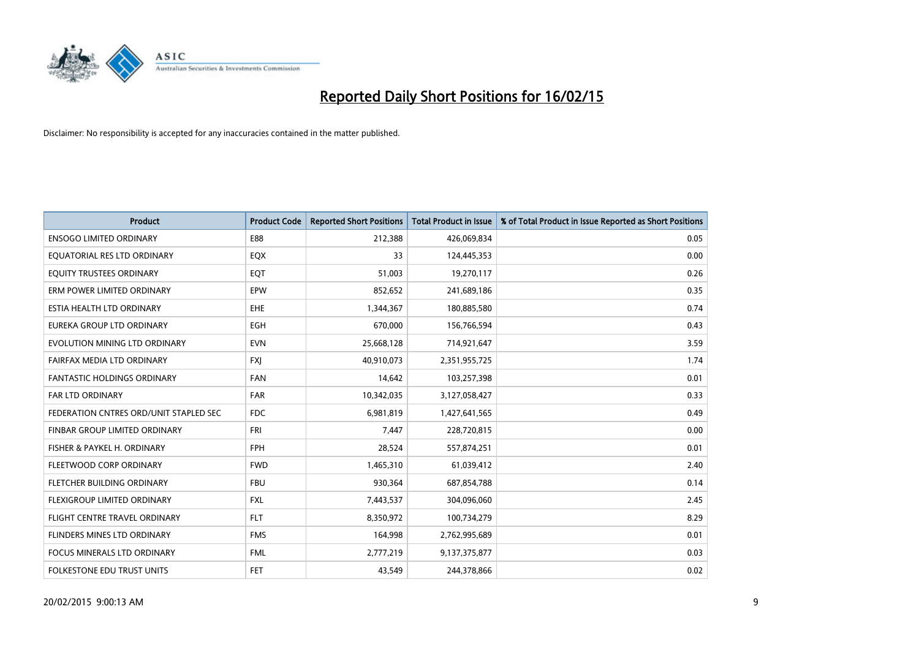# Reported Daily Short Positions for 16/02/15

Disclaimer: No responsibility is accepted for any inaccuracies contained in the matter published.

| Product | Product Code | Reported Short Positions | Total Product in Issue | % of Total Product in Issue Reported as Short Positions |
|---|---|---|---|---|
| ENSOGO LIMITED ORDINARY | E88 | 212,388 | 426,069,834 | 0.05 |
| EQUATORIAL RES LTD ORDINARY | EQX | 33 | 124,445,353 | 0.00 |
| EQUITY TRUSTEES ORDINARY | EQT | 51,003 | 19,270,117 | 0.26 |
| ERM POWER LIMITED ORDINARY | EPW | 852,652 | 241,689,186 | 0.35 |
| ESTIA HEALTH LTD ORDINARY | EHE | 1,344,367 | 180,885,580 | 0.74 |
| EUREKA GROUP LTD ORDINARY | EGH | 670,000 | 156,766,594 | 0.43 |
| EVOLUTION MINING LTD ORDINARY | EVN | 25,668,128 | 714,921,647 | 3.59 |
| FAIRFAX MEDIA LTD ORDINARY | FXJ | 40,910,073 | 2,351,955,725 | 1.74 |
| FANTASTIC HOLDINGS ORDINARY | FAN | 14,642 | 103,257,398 | 0.01 |
| FAR LTD ORDINARY | FAR | 10,342,035 | 3,127,058,427 | 0.33 |
| FEDERATION CNTRES ORD/UNIT STAPLED SEC | FDC | 6,981,819 | 1,427,641,565 | 0.49 |
| FINBAR GROUP LIMITED ORDINARY | FRI | 7,447 | 228,720,815 | 0.00 |
| FISHER & PAYKEL H. ORDINARY | FPH | 28,524 | 557,874,251 | 0.01 |
| FLEETWOOD CORP ORDINARY | FWD | 1,465,310 | 61,039,412 | 2.40 |
| FLETCHER BUILDING ORDINARY | FBU | 930,364 | 687,854,788 | 0.14 |
| FLEXIGROUP LIMITED ORDINARY | FXL | 7,443,537 | 304,096,060 | 2.45 |
| FLIGHT CENTRE TRAVEL ORDINARY | FLT | 8,350,972 | 100,734,279 | 8.29 |
| FLINDERS MINES LTD ORDINARY | FMS | 164,998 | 2,762,995,689 | 0.01 |
| FOCUS MINERALS LTD ORDINARY | FML | 2,777,219 | 9,137,375,877 | 0.03 |
| FOLKESTONE EDU TRUST UNITS | FET | 43,549 | 244,378,866 | 0.02 |

20/02/2015 9:00:13 AM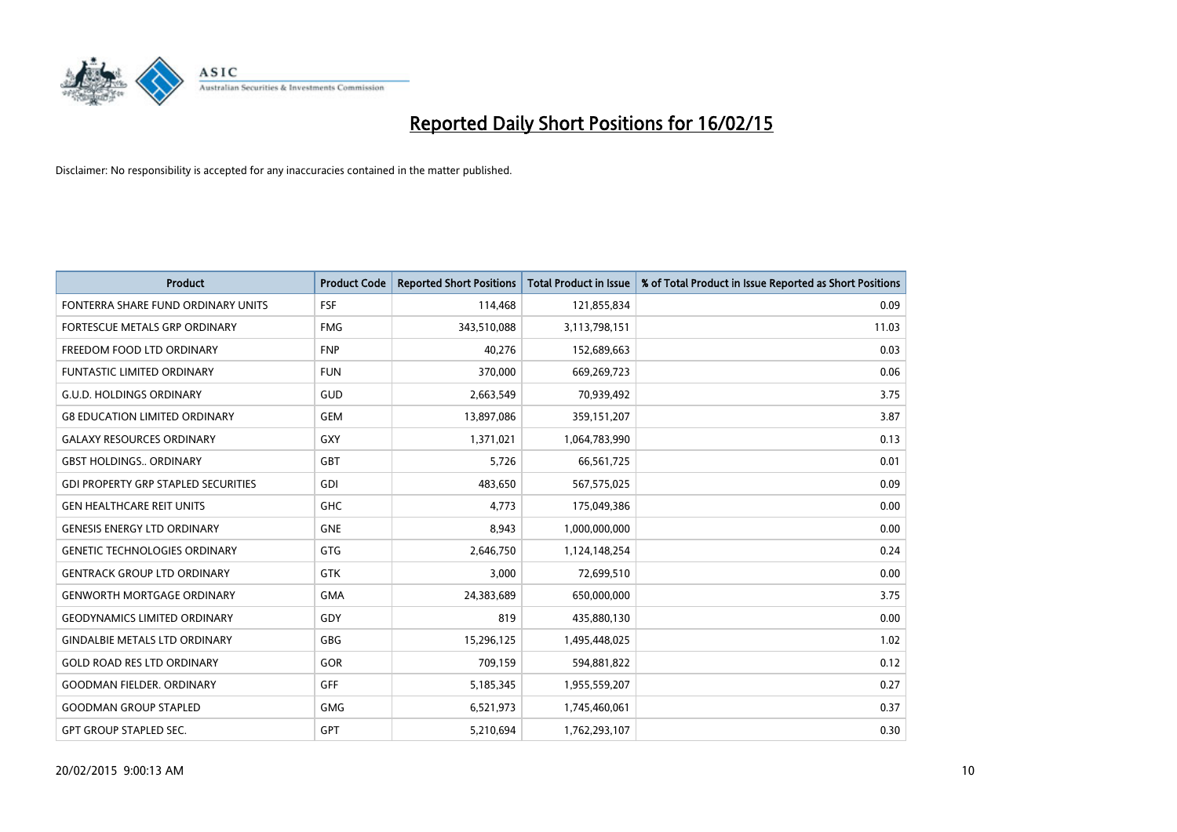# Reported Daily Short Positions for 16/02/15

Disclaimer: No responsibility is accepted for any inaccuracies contained in the matter published.

| Product | Product Code | Reported Short Positions | Total Product in Issue | % of Total Product in Issue Reported as Short Positions |
| --- | --- | --- | --- | --- |
| FONTERRA SHARE FUND ORDINARY UNITS | FSF | 114,468 | 121,855,834 | 0.09 |
| FORTESCUE METALS GRP ORDINARY | FMG | 343,510,088 | 3,113,798,151 | 11.03 |
| FREEDOM FOOD LTD ORDINARY | FNP | 40,276 | 152,689,663 | 0.03 |
| FUNTASTIC LIMITED ORDINARY | FUN | 370,000 | 669,269,723 | 0.06 |
| G.U.D. HOLDINGS ORDINARY | GUD | 2,663,549 | 70,939,492 | 3.75 |
| G8 EDUCATION LIMITED ORDINARY | GEM | 13,897,086 | 359,151,207 | 3.87 |
| GALAXY RESOURCES ORDINARY | GXY | 1,371,021 | 1,064,783,990 | 0.13 |
| GBST HOLDINGS.. ORDINARY | GBT | 5,726 | 66,561,725 | 0.01 |
| GDI PROPERTY GRP STAPLED SECURITIES | GDI | 483,650 | 567,575,025 | 0.09 |
| GEN HEALTHCARE REIT UNITS | GHC | 4,773 | 175,049,386 | 0.00 |
| GENESIS ENERGY LTD ORDINARY | GNE | 8,943 | 1,000,000,000 | 0.00 |
| GENETIC TECHNOLOGIES ORDINARY | GTG | 2,646,750 | 1,124,148,254 | 0.24 |
| GENTRACK GROUP LTD ORDINARY | GTK | 3,000 | 72,699,510 | 0.00 |
| GENWORTH MORTGAGE ORDINARY | GMA | 24,383,689 | 650,000,000 | 3.75 |
| GEODYNAMICS LIMITED ORDINARY | GDY | 819 | 435,880,130 | 0.00 |
| GINDALBIE METALS LTD ORDINARY | GBG | 15,296,125 | 1,495,448,025 | 1.02 |
| GOLD ROAD RES LTD ORDINARY | GOR | 709,159 | 594,881,822 | 0.12 |
| GOODMAN FIELDER. ORDINARY | GFF | 5,185,345 | 1,955,559,207 | 0.27 |
| GOODMAN GROUP STAPLED | GMG | 6,521,973 | 1,745,460,061 | 0.37 |
| GPT GROUP STAPLED SEC. | GPT | 5,210,694 | 1,762,293,107 | 0.30 |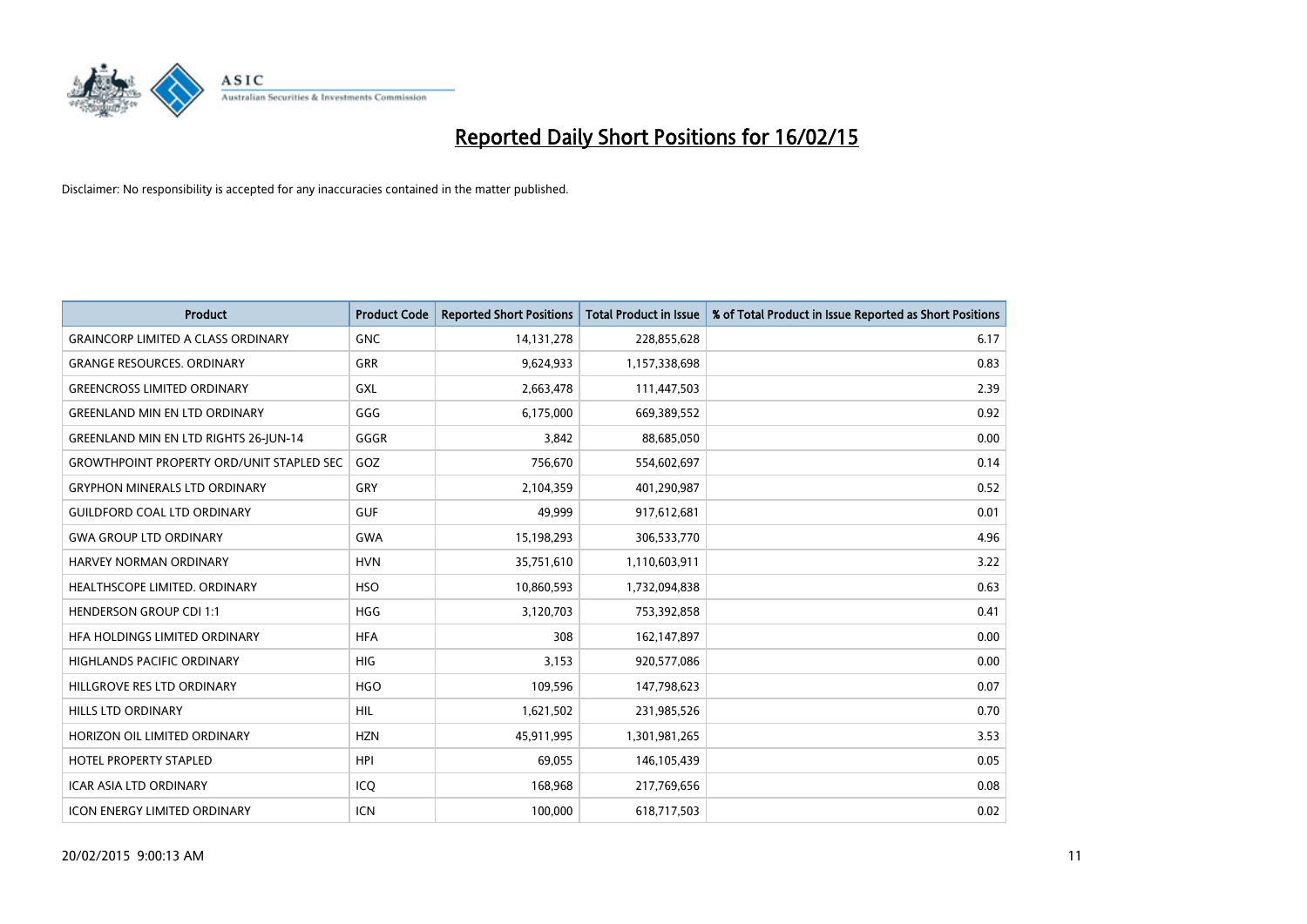# Reported Daily Short Positions for 16/02/15

Disclaimer: No responsibility is accepted for any inaccuracies contained in the matter published.

| Product | Product Code | Reported Short Positions | Total Product in Issue | % of Total Product in Issue Reported as Short Positions |
|---|---|---|---|---|
| GRAINCORP LIMITED A CLASS ORDINARY | GNC | 14,131,278 | 228,855,628 | 6.17 |
| GRANGE RESOURCES. ORDINARY | GRR | 9,624,933 | 1,157,338,698 | 0.83 |
| GREENCROSS LIMITED ORDINARY | GXL | 2,663,478 | 111,447,503 | 2.39 |
| GREENLAND MIN EN LTD ORDINARY | GGG | 6,175,000 | 669,389,552 | 0.92 |
| GREENLAND MIN EN LTD RIGHTS 26-JUN-14 | GGGR | 3,842 | 88,685,050 | 0.00 |
| GROWTHPOINT PROPERTY ORD/UNIT STAPLED SEC | GOZ | 756,670 | 554,602,697 | 0.14 |
| GRYPHON MINERALS LTD ORDINARY | GRY | 2,104,359 | 401,290,987 | 0.52 |
| GUILDFORD COAL LTD ORDINARY | GUF | 49,999 | 917,612,681 | 0.01 |
| GWA GROUP LTD ORDINARY | GWA | 15,198,293 | 306,533,770 | 4.96 |
| HARVEY NORMAN ORDINARY | HVN | 35,751,610 | 1,110,603,911 | 3.22 |
| HEALTHSCOPE LIMITED. ORDINARY | HSO | 10,860,593 | 1,732,094,838 | 0.63 |
| HENDERSON GROUP CDI 1:1 | HGG | 3,120,703 | 753,392,858 | 0.41 |
| HFA HOLDINGS LIMITED ORDINARY | HFA | 308 | 162,147,897 | 0.00 |
| HIGHLANDS PACIFIC ORDINARY | HIG | 3,153 | 920,577,086 | 0.00 |
| HILLGROVE RES LTD ORDINARY | HGO | 109,596 | 147,798,623 | 0.07 |
| HILLS LTD ORDINARY | HIL | 1,621,502 | 231,985,526 | 0.70 |
| HORIZON OIL LIMITED ORDINARY | HZN | 45,911,995 | 1,301,981,265 | 3.53 |
| HOTEL PROPERTY STAPLED | HPI | 69,055 | 146,105,439 | 0.05 |
| ICAR ASIA LTD ORDINARY | ICQ | 168,968 | 217,769,656 | 0.08 |
| ICON ENERGY LIMITED ORDINARY | ICN | 100,000 | 618,717,503 | 0.02 |

20/02/2015 9:00:13 AM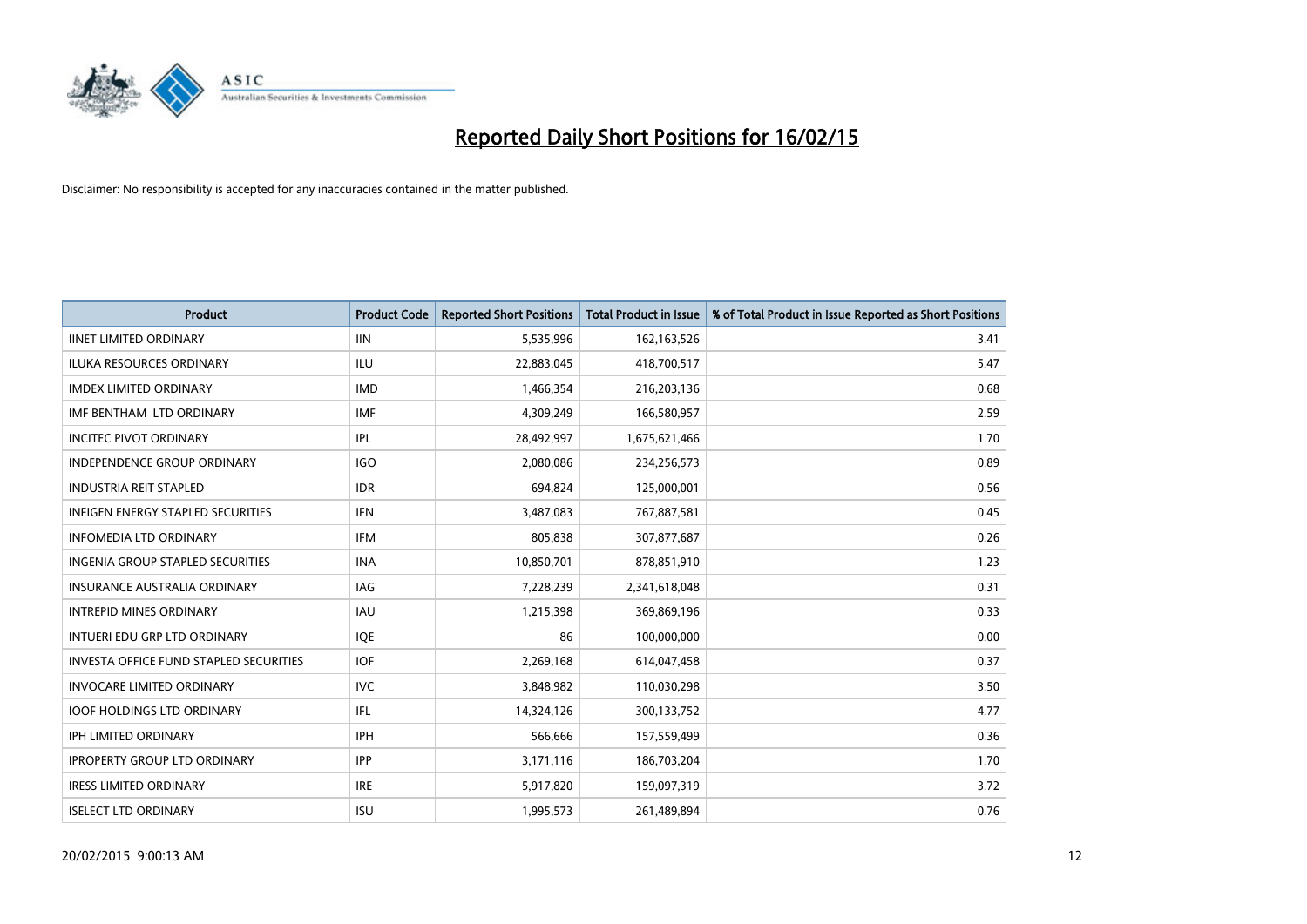# Reported Daily Short Positions for 16/02/15

Disclaimer: No responsibility is accepted for any inaccuracies contained in the matter published.

| Product | Product Code | Reported Short Positions | Total Product in Issue | % of Total Product in Issue Reported as Short Positions |
|---|---|---|---|---|
| IINET LIMITED ORDINARY | IIN | 5,535,996 | 162,163,526 | 3.41 |
| ILUKA RESOURCES ORDINARY | ILU | 22,883,045 | 418,700,517 | 5.47 |
| IMDEX LIMITED ORDINARY | IMD | 1,466,354 | 216,203,136 | 0.68 |
| IMF BENTHAM LTD ORDINARY | IMF | 4,309,249 | 166,580,957 | 2.59 |
| INCITEC PIVOT ORDINARY | IPL | 28,492,997 | 1,675,621,466 | 1.70 |
| INDEPENDENCE GROUP ORDINARY | IGO | 2,080,086 | 234,256,573 | 0.89 |
| INDUSTRIA REIT STAPLED | IDR | 694,824 | 125,000,001 | 0.56 |
| INFIGEN ENERGY STAPLED SECURITIES | IFN | 3,487,083 | 767,887,581 | 0.45 |
| INFOMEDIA LTD ORDINARY | IFM | 805,838 | 307,877,687 | 0.26 |
| INGENIA GROUP STAPLED SECURITIES | INA | 10,850,701 | 878,851,910 | 1.23 |
| INSURANCE AUSTRALIA ORDINARY | IAG | 7,228,239 | 2,341,618,048 | 0.31 |
| INTREPID MINES ORDINARY | IAU | 1,215,398 | 369,869,196 | 0.33 |
| INTUERI EDU GRP LTD ORDINARY | IQE | 86 | 100,000,000 | 0.00 |
| INVESTA OFFICE FUND STAPLED SECURITIES | IOF | 2,269,168 | 614,047,458 | 0.37 |
| INVOCARE LIMITED ORDINARY | IVC | 3,848,982 | 110,030,298 | 3.50 |
| IOOF HOLDINGS LTD ORDINARY | IFL | 14,324,126 | 300,133,752 | 4.77 |
| IPH LIMITED ORDINARY | IPH | 566,666 | 157,559,499 | 0.36 |
| IPROPERTY GROUP LTD ORDINARY | IPP | 3,171,116 | 186,703,204 | 1.70 |
| IRESS LIMITED ORDINARY | IRE | 5,917,820 | 159,097,319 | 3.72 |
| ISELECT LTD ORDINARY | ISU | 1,995,573 | 261,489,894 | 0.76 |

20/02/2015 9:00:13 AM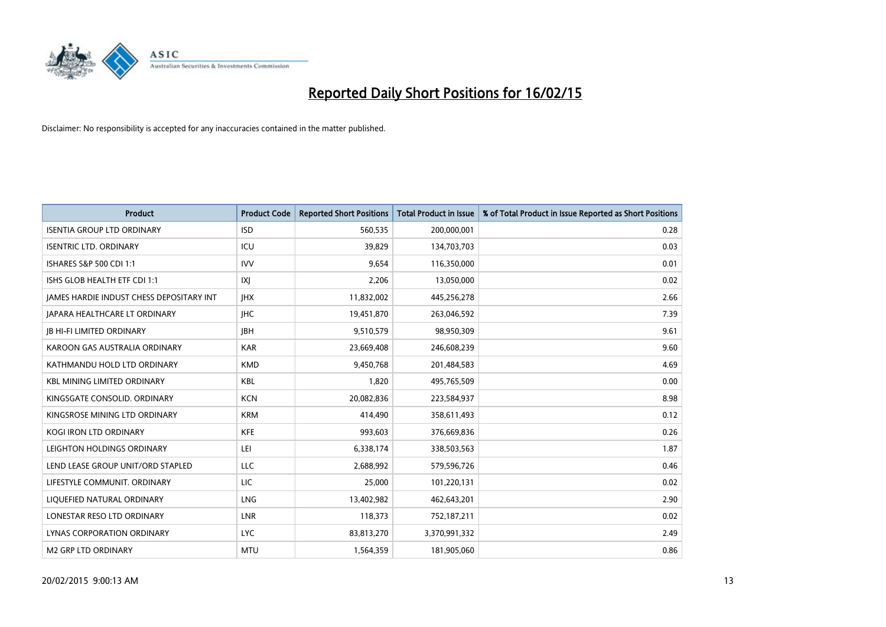# Reported Daily Short Positions for 16/02/15

Disclaimer: No responsibility is accepted for any inaccuracies contained in the matter published.

| Product | Product Code | Reported Short Positions | Total Product in Issue | % of Total Product in Issue Reported as Short Positions |
|---|---|---|---|---|
| ISENTIA GROUP LTD ORDINARY | ISD | 560,535 | 200,000,001 | 0.28 |
| ISENTRIC LTD. ORDINARY | ICU | 39,829 | 134,703,703 | 0.03 |
| ISHARES S&P 500 CDI 1:1 | IVV | 9,654 | 116,350,000 | 0.01 |
| ISHS GLOB HEALTH ETF CDI 1:1 | IXJ | 2,206 | 13,050,000 | 0.02 |
| JAMES HARDIE INDUST CHESS DEPOSITARY INT | JHX | 11,832,002 | 445,256,278 | 2.66 |
| JAPARA HEALTHCARE LT ORDINARY | JHC | 19,451,870 | 263,046,592 | 7.39 |
| JB HI-FI LIMITED ORDINARY | JBH | 9,510,579 | 98,950,309 | 9.61 |
| KAROON GAS AUSTRALIA ORDINARY | KAR | 23,669,408 | 246,608,239 | 9.60 |
| KATHMANDU HOLD LTD ORDINARY | KMD | 9,450,768 | 201,484,583 | 4.69 |
| KBL MINING LIMITED ORDINARY | KBL | 1,820 | 495,765,509 | 0.00 |
| KINGSGATE CONSOLID. ORDINARY | KCN | 20,082,836 | 223,584,937 | 8.98 |
| KINGSROSE MINING LTD ORDINARY | KRM | 414,490 | 358,611,493 | 0.12 |
| KOGI IRON LTD ORDINARY | KFE | 993,603 | 376,669,836 | 0.26 |
| LEIGHTON HOLDINGS ORDINARY | LEI | 6,338,174 | 338,503,563 | 1.87 |
| LEND LEASE GROUP UNIT/ORD STAPLED | LLC | 2,688,992 | 579,596,726 | 0.46 |
| LIFESTYLE COMMUNIT. ORDINARY | LIC | 25,000 | 101,220,131 | 0.02 |
| LIQUEFIED NATURAL ORDINARY | LNG | 13,402,982 | 462,643,201 | 2.90 |
| LONESTAR RESO LTD ORDINARY | LNR | 118,373 | 752,187,211 | 0.02 |
| LYNAS CORPORATION ORDINARY | LYC | 83,813,270 | 3,370,991,332 | 2.49 |
| M2 GRP LTD ORDINARY | MTU | 1,564,359 | 181,905,060 | 0.86 |

20/02/2015 9:00:13 AM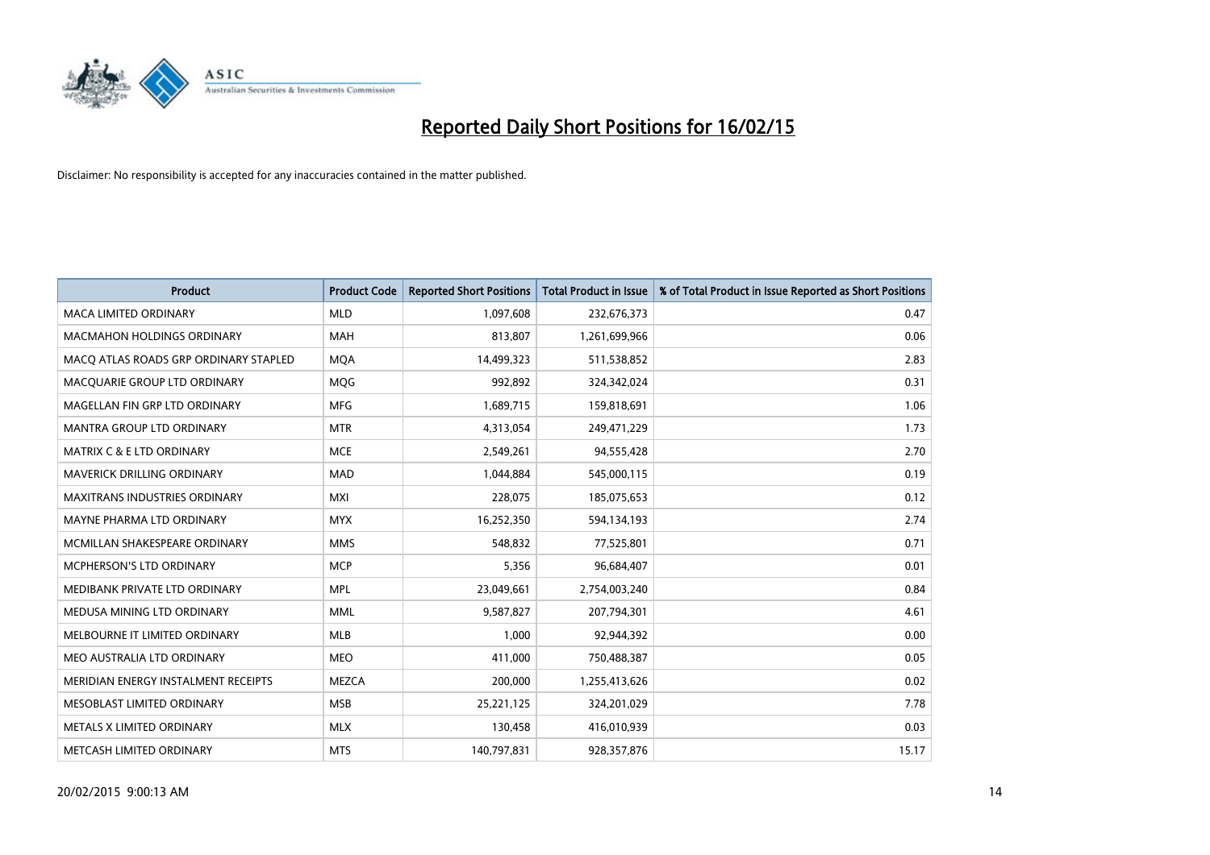# Reported Daily Short Positions for 16/02/15

Disclaimer: No responsibility is accepted for any inaccuracies contained in the matter published.

| Product | Product Code | Reported Short Positions | Total Product in Issue | % of Total Product in Issue Reported as Short Positions |
|---|---|---|---|---|
| MACA LIMITED ORDINARY | MLD | 1,097,608 | 232,676,373 | 0.47 |
| MACMAHON HOLDINGS ORDINARY | MAH | 813,807 | 1,261,699,966 | 0.06 |
| MACQ ATLAS ROADS GRP ORDINARY STAPLED | MQA | 14,499,323 | 511,538,852 | 2.83 |
| MACQUARIE GROUP LTD ORDINARY | MQG | 992,892 | 324,342,024 | 0.31 |
| MAGELLAN FIN GRP LTD ORDINARY | MFG | 1,689,715 | 159,818,691 | 1.06 |
| MANTRA GROUP LTD ORDINARY | MTR | 4,313,054 | 249,471,229 | 1.73 |
| MATRIX C & E LTD ORDINARY | MCE | 2,549,261 | 94,555,428 | 2.70 |
| MAVERICK DRILLING ORDINARY | MAD | 1,044,884 | 545,000,115 | 0.19 |
| MAXITRANS INDUSTRIES ORDINARY | MXI | 228,075 | 185,075,653 | 0.12 |
| MAYNE PHARMA LTD ORDINARY | MYX | 16,252,350 | 594,134,193 | 2.74 |
| MCMILLAN SHAKESPEARE ORDINARY | MMS | 548,832 | 77,525,801 | 0.71 |
| MCPHERSON'S LTD ORDINARY | MCP | 5,356 | 96,684,407 | 0.01 |
| MEDIBANK PRIVATE LTD ORDINARY | MPL | 23,049,661 | 2,754,003,240 | 0.84 |
| MEDUSA MINING LTD ORDINARY | MML | 9,587,827 | 207,794,301 | 4.61 |
| MELBOURNE IT LIMITED ORDINARY | MLB | 1,000 | 92,944,392 | 0.00 |
| MEO AUSTRALIA LTD ORDINARY | MEO | 411,000 | 750,488,387 | 0.05 |
| MERIDIAN ENERGY INSTALMENT RECEIPTS | MEZCA | 200,000 | 1,255,413,626 | 0.02 |
| MESOBLAST LIMITED ORDINARY | MSB | 25,221,125 | 324,201,029 | 7.78 |
| METALS X LIMITED ORDINARY | MLX | 130,458 | 416,010,939 | 0.03 |
| METCASH LIMITED ORDINARY | MTS | 140,797,831 | 928,357,876 | 15.17 |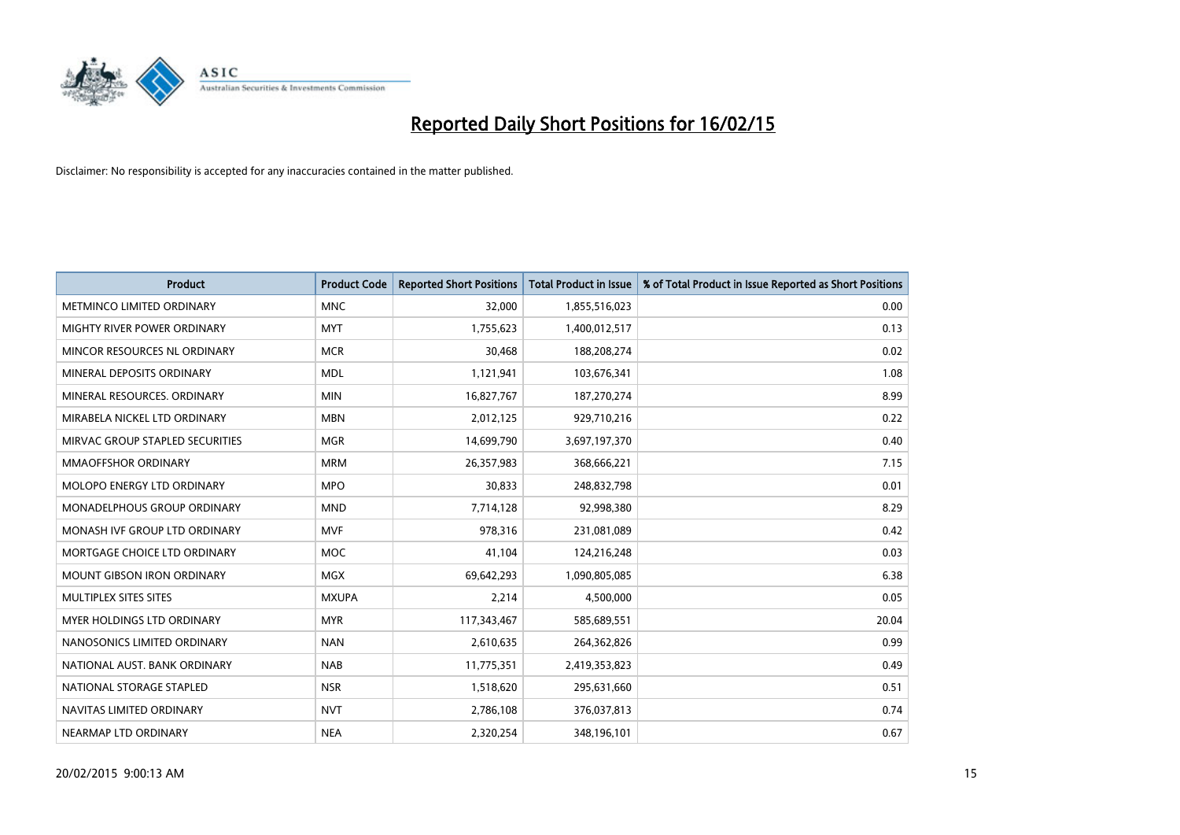# Reported Daily Short Positions for 16/02/15

Disclaimer: No responsibility is accepted for any inaccuracies contained in the matter published.

| Product | Product Code | Reported Short Positions | Total Product in Issue | % of Total Product in Issue Reported as Short Positions |
|---|---|---|---|---|
| METMINCO LIMITED ORDINARY | MNC | 32,000 | 1,855,516,023 | 0.00 |
| MIGHTY RIVER POWER ORDINARY | MYT | 1,755,623 | 1,400,012,517 | 0.13 |
| MINCOR RESOURCES NL ORDINARY | MCR | 30,468 | 188,208,274 | 0.02 |
| MINERAL DEPOSITS ORDINARY | MDL | 1,121,941 | 103,676,341 | 1.08 |
| MINERAL RESOURCES. ORDINARY | MIN | 16,827,767 | 187,270,274 | 8.99 |
| MIRABELA NICKEL LTD ORDINARY | MBN | 2,012,125 | 929,710,216 | 0.22 |
| MIRVAC GROUP STAPLED SECURITIES | MGR | 14,699,790 | 3,697,197,370 | 0.40 |
| MMAOFFSHOR ORDINARY | MRM | 26,357,983 | 368,666,221 | 7.15 |
| MOLOPO ENERGY LTD ORDINARY | MPO | 30,833 | 248,832,798 | 0.01 |
| MONADELPHOUS GROUP ORDINARY | MND | 7,714,128 | 92,998,380 | 8.29 |
| MONASH IVF GROUP LTD ORDINARY | MVF | 978,316 | 231,081,089 | 0.42 |
| MORTGAGE CHOICE LTD ORDINARY | MOC | 41,104 | 124,216,248 | 0.03 |
| MOUNT GIBSON IRON ORDINARY | MGX | 69,642,293 | 1,090,805,085 | 6.38 |
| MULTIPLEX SITES SITES | MXUPA | 2,214 | 4,500,000 | 0.05 |
| MYER HOLDINGS LTD ORDINARY | MYR | 117,343,467 | 585,689,551 | 20.04 |
| NANOSONICS LIMITED ORDINARY | NAN | 2,610,635 | 264,362,826 | 0.99 |
| NATIONAL AUST. BANK ORDINARY | NAB | 11,775,351 | 2,419,353,823 | 0.49 |
| NATIONAL STORAGE STAPLED | NSR | 1,518,620 | 295,631,660 | 0.51 |
| NAVITAS LIMITED ORDINARY | NVT | 2,786,108 | 376,037,813 | 0.74 |
| NEARMAP LTD ORDINARY | NEA | 2,320,254 | 348,196,101 | 0.67 |

20/02/2015 9:00:13 AM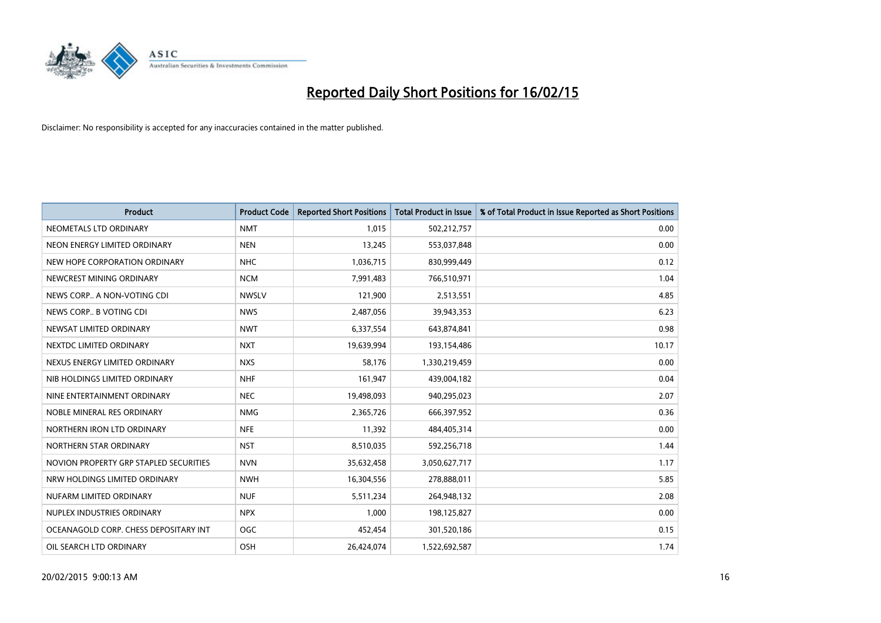# Reported Daily Short Positions for 16/02/15

Disclaimer: No responsibility is accepted for any inaccuracies contained in the matter published.

| Product | Product Code | Reported Short Positions | Total Product in Issue | % of Total Product in Issue Reported as Short Positions |
|---|---|---|---|---|
| NEOMETALS LTD ORDINARY | NMT | 1,015 | 502,212,757 | 0.00 |
| NEON ENERGY LIMITED ORDINARY | NEN | 13,245 | 553,037,848 | 0.00 |
| NEW HOPE CORPORATION ORDINARY | NHC | 1,036,715 | 830,999,449 | 0.12 |
| NEWCREST MINING ORDINARY | NCM | 7,991,483 | 766,510,971 | 1.04 |
| NEWS CORP.. A NON-VOTING CDI | NWSLV | 121,900 | 2,513,551 | 4.85 |
| NEWS CORP.. B VOTING CDI | NWS | 2,487,056 | 39,943,353 | 6.23 |
| NEWSAT LIMITED ORDINARY | NWT | 6,337,554 | 643,874,841 | 0.98 |
| NEXTDC LIMITED ORDINARY | NXT | 19,639,994 | 193,154,486 | 10.17 |
| NEXUS ENERGY LIMITED ORDINARY | NXS | 58,176 | 1,330,219,459 | 0.00 |
| NIB HOLDINGS LIMITED ORDINARY | NHF | 161,947 | 439,004,182 | 0.04 |
| NINE ENTERTAINMENT ORDINARY | NEC | 19,498,093 | 940,295,023 | 2.07 |
| NOBLE MINERAL RES ORDINARY | NMG | 2,365,726 | 666,397,952 | 0.36 |
| NORTHERN IRON LTD ORDINARY | NFE | 11,392 | 484,405,314 | 0.00 |
| NORTHERN STAR ORDINARY | NST | 8,510,035 | 592,256,718 | 1.44 |
| NOVION PROPERTY GRP STAPLED SECURITIES | NVN | 35,632,458 | 3,050,627,717 | 1.17 |
| NRW HOLDINGS LIMITED ORDINARY | NWH | 16,304,556 | 278,888,011 | 5.85 |
| NUFARM LIMITED ORDINARY | NUF | 5,511,234 | 264,948,132 | 2.08 |
| NUPLEX INDUSTRIES ORDINARY | NPX | 1,000 | 198,125,827 | 0.00 |
| OCEANAGOLD CORP. CHESS DEPOSITARY INT | OGC | 452,454 | 301,520,186 | 0.15 |
| OIL SEARCH LTD ORDINARY | OSH | 26,424,074 | 1,522,692,587 | 1.74 |

20/02/2015 9:00:13 AM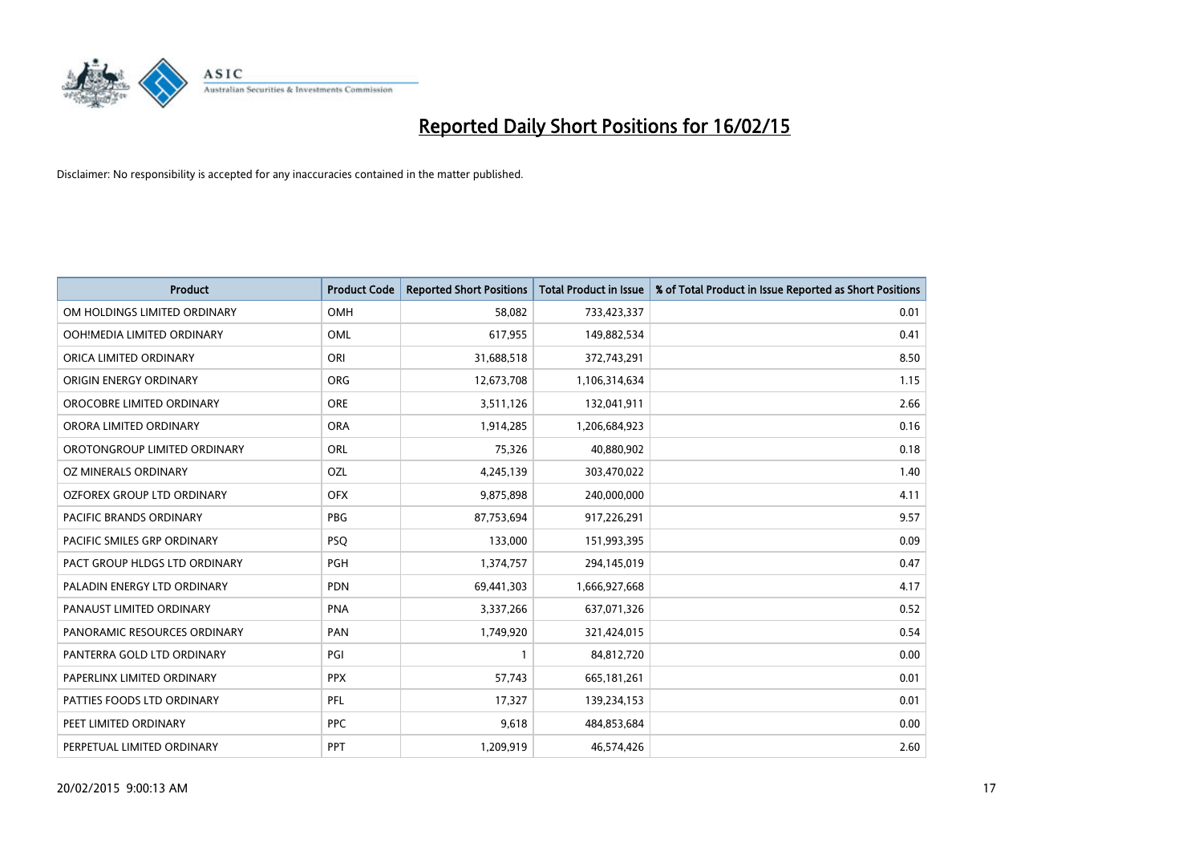# Reported Daily Short Positions for 16/02/15

Disclaimer: No responsibility is accepted for any inaccuracies contained in the matter published.

| Product | Product Code | Reported Short Positions | Total Product in Issue | % of Total Product in Issue Reported as Short Positions |
|---|---|---|---|---|
| OM HOLDINGS LIMITED ORDINARY | OMH | 58,082 | 733,423,337 | 0.01 |
| OOH!MEDIA LIMITED ORDINARY | OML | 617,955 | 149,882,534 | 0.41 |
| ORICA LIMITED ORDINARY | ORI | 31,688,518 | 372,743,291 | 8.50 |
| ORIGIN ENERGY ORDINARY | ORG | 12,673,708 | 1,106,314,634 | 1.15 |
| OROCOBRE LIMITED ORDINARY | ORE | 3,511,126 | 132,041,911 | 2.66 |
| ORORA LIMITED ORDINARY | ORA | 1,914,285 | 1,206,684,923 | 0.16 |
| OROTONGROUP LIMITED ORDINARY | ORL | 75,326 | 40,880,902 | 0.18 |
| OZ MINERALS ORDINARY | OZL | 4,245,139 | 303,470,022 | 1.40 |
| OZFOREX GROUP LTD ORDINARY | OFX | 9,875,898 | 240,000,000 | 4.11 |
| PACIFIC BRANDS ORDINARY | PBG | 87,753,694 | 917,226,291 | 9.57 |
| PACIFIC SMILES GRP ORDINARY | PSQ | 133,000 | 151,993,395 | 0.09 |
| PACT GROUP HLDGS LTD ORDINARY | PGH | 1,374,757 | 294,145,019 | 0.47 |
| PALADIN ENERGY LTD ORDINARY | PDN | 69,441,303 | 1,666,927,668 | 4.17 |
| PANAUST LIMITED ORDINARY | PNA | 3,337,266 | 637,071,326 | 0.52 |
| PANORAMIC RESOURCES ORDINARY | PAN | 1,749,920 | 321,424,015 | 0.54 |
| PANTERRA GOLD LTD ORDINARY | PGI | 1 | 84,812,720 | 0.00 |
| PAPERLINX LIMITED ORDINARY | PPX | 57,743 | 665,181,261 | 0.01 |
| PATTIES FOODS LTD ORDINARY | PFL | 17,327 | 139,234,153 | 0.01 |
| PEET LIMITED ORDINARY | PPC | 9,618 | 484,853,684 | 0.00 |
| PERPETUAL LIMITED ORDINARY | PPT | 1,209,919 | 46,574,426 | 2.60 |

20/02/2015 9:00:13 AM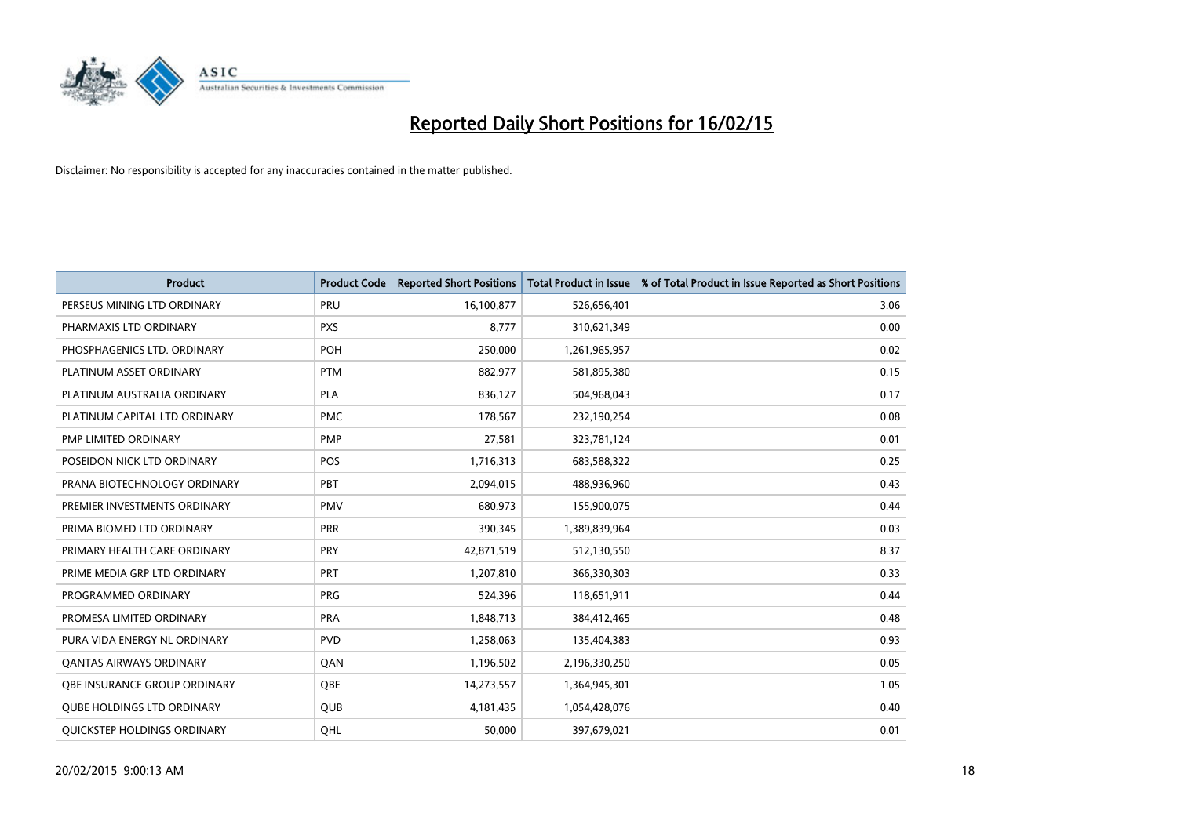# Reported Daily Short Positions for 16/02/15

Disclaimer: No responsibility is accepted for any inaccuracies contained in the matter published.

| Product | Product Code | Reported Short Positions | Total Product in Issue | % of Total Product in Issue Reported as Short Positions |
|---|---|---|---|---|
| PERSEUS MINING LTD ORDINARY | PRU | 16,100,877 | 526,656,401 | 3.06 |
| PHARMAXIS LTD ORDINARY | PXS | 8,777 | 310,621,349 | 0.00 |
| PHOSPHAGENICS LTD. ORDINARY | POH | 250,000 | 1,261,965,957 | 0.02 |
| PLATINUM ASSET ORDINARY | PTM | 882,977 | 581,895,380 | 0.15 |
| PLATINUM AUSTRALIA ORDINARY | PLA | 836,127 | 504,968,043 | 0.17 |
| PLATINUM CAPITAL LTD ORDINARY | PMC | 178,567 | 232,190,254 | 0.08 |
| PMP LIMITED ORDINARY | PMP | 27,581 | 323,781,124 | 0.01 |
| POSEIDON NICK LTD ORDINARY | POS | 1,716,313 | 683,588,322 | 0.25 |
| PRANA BIOTECHNOLOGY ORDINARY | PBT | 2,094,015 | 488,936,960 | 0.43 |
| PREMIER INVESTMENTS ORDINARY | PMV | 680,973 | 155,900,075 | 0.44 |
| PRIMA BIOMED LTD ORDINARY | PRR | 390,345 | 1,389,839,964 | 0.03 |
| PRIMARY HEALTH CARE ORDINARY | PRY | 42,871,519 | 512,130,550 | 8.37 |
| PRIME MEDIA GRP LTD ORDINARY | PRT | 1,207,810 | 366,330,303 | 0.33 |
| PROGRAMMED ORDINARY | PRG | 524,396 | 118,651,911 | 0.44 |
| PROMESA LIMITED ORDINARY | PRA | 1,848,713 | 384,412,465 | 0.48 |
| PURA VIDA ENERGY NL ORDINARY | PVD | 1,258,063 | 135,404,383 | 0.93 |
| QANTAS AIRWAYS ORDINARY | QAN | 1,196,502 | 2,196,330,250 | 0.05 |
| QBE INSURANCE GROUP ORDINARY | QBE | 14,273,557 | 1,364,945,301 | 1.05 |
| QUBE HOLDINGS LTD ORDINARY | QUB | 4,181,435 | 1,054,428,076 | 0.40 |
| QUICKSTEP HOLDINGS ORDINARY | QHL | 50,000 | 397,679,021 | 0.01 |

20/02/2015 9:00:13 AM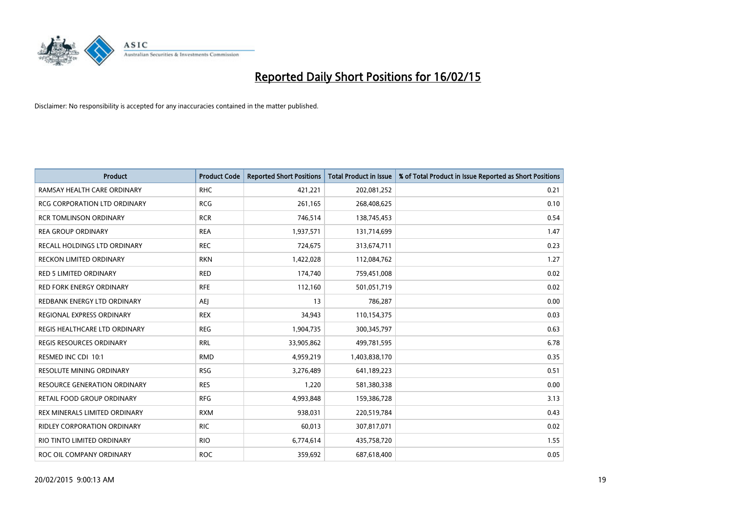# Reported Daily Short Positions for 16/02/15

Disclaimer: No responsibility is accepted for any inaccuracies contained in the matter published.

| Product | Product Code | Reported Short Positions | Total Product in Issue | % of Total Product in Issue Reported as Short Positions |
|---|---|---|---|---|
| RAMSAY HEALTH CARE ORDINARY | RHC | 421,221 | 202,081,252 | 0.21 |
| RCG CORPORATION LTD ORDINARY | RCG | 261,165 | 268,408,625 | 0.10 |
| RCR TOMLINSON ORDINARY | RCR | 746,514 | 138,745,453 | 0.54 |
| REA GROUP ORDINARY | REA | 1,937,571 | 131,714,699 | 1.47 |
| RECALL HOLDINGS LTD ORDINARY | REC | 724,675 | 313,674,711 | 0.23 |
| RECKON LIMITED ORDINARY | RKN | 1,422,028 | 112,084,762 | 1.27 |
| RED 5 LIMITED ORDINARY | RED | 174,740 | 759,451,008 | 0.02 |
| RED FORK ENERGY ORDINARY | RFE | 112,160 | 501,051,719 | 0.02 |
| REDBANK ENERGY LTD ORDINARY | AEJ | 13 | 786,287 | 0.00 |
| REGIONAL EXPRESS ORDINARY | REX | 34,943 | 110,154,375 | 0.03 |
| REGIS HEALTHCARE LTD ORDINARY | REG | 1,904,735 | 300,345,797 | 0.63 |
| REGIS RESOURCES ORDINARY | RRL | 33,905,862 | 499,781,595 | 6.78 |
| RESMED INC CDI 10:1 | RMD | 4,959,219 | 1,403,838,170 | 0.35 |
| RESOLUTE MINING ORDINARY | RSG | 3,276,489 | 641,189,223 | 0.51 |
| RESOURCE GENERATION ORDINARY | RES | 1,220 | 581,380,338 | 0.00 |
| RETAIL FOOD GROUP ORDINARY | RFG | 4,993,848 | 159,386,728 | 3.13 |
| REX MINERALS LIMITED ORDINARY | RXM | 938,031 | 220,519,784 | 0.43 |
| RIDLEY CORPORATION ORDINARY | RIC | 60,013 | 307,817,071 | 0.02 |
| RIO TINTO LIMITED ORDINARY | RIO | 6,774,614 | 435,758,720 | 1.55 |
| ROC OIL COMPANY ORDINARY | ROC | 359,692 | 687,618,400 | 0.05 |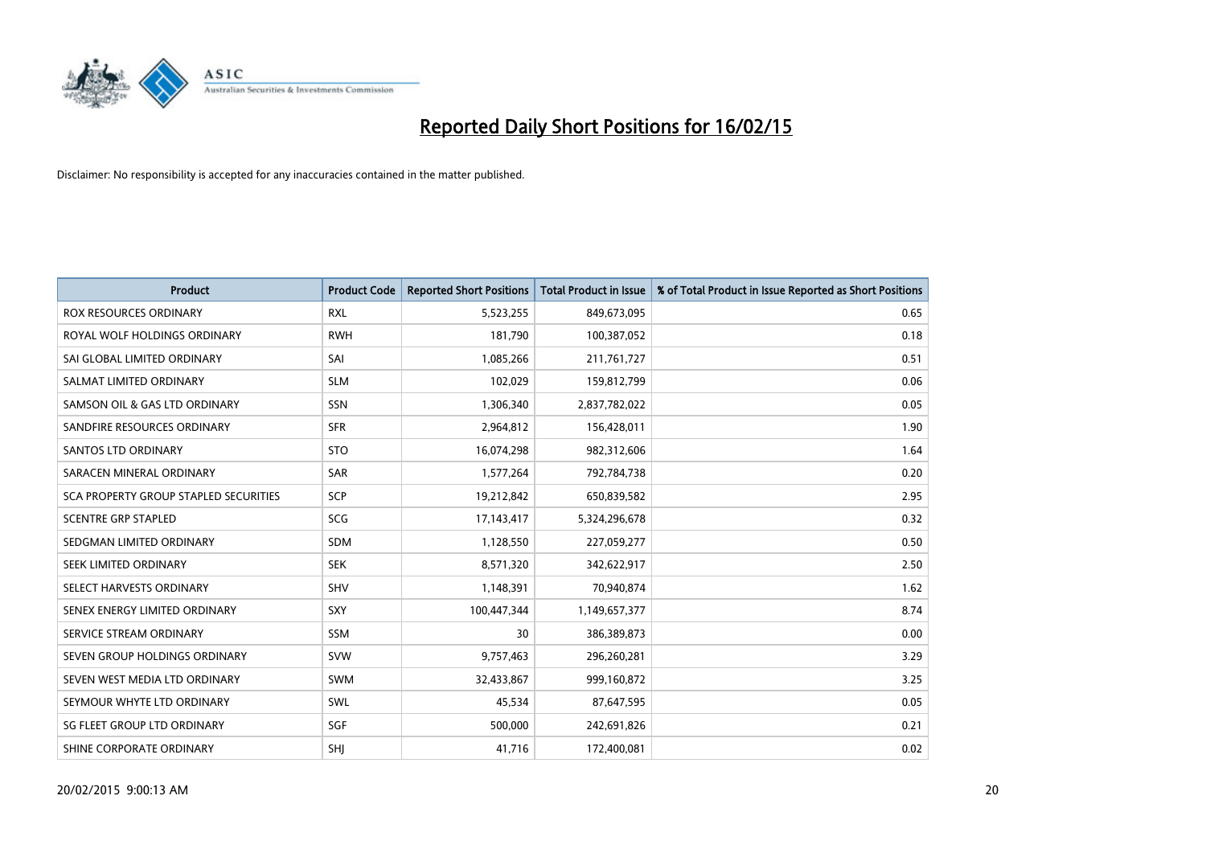# Reported Daily Short Positions for 16/02/15

Disclaimer: No responsibility is accepted for any inaccuracies contained in the matter published.

| Product | Product Code | Reported Short Positions | Total Product in Issue | % of Total Product in Issue Reported as Short Positions |
|---|---|---|---|---|
| ROX RESOURCES ORDINARY | RXL | 5,523,255 | 849,673,095 | 0.65 |
| ROYAL WOLF HOLDINGS ORDINARY | RWH | 181,790 | 100,387,052 | 0.18 |
| SAI GLOBAL LIMITED ORDINARY | SAI | 1,085,266 | 211,761,727 | 0.51 |
| SALMAT LIMITED ORDINARY | SLM | 102,029 | 159,812,799 | 0.06 |
| SAMSON OIL & GAS LTD ORDINARY | SSN | 1,306,340 | 2,837,782,022 | 0.05 |
| SANDFIRE RESOURCES ORDINARY | SFR | 2,964,812 | 156,428,011 | 1.90 |
| SANTOS LTD ORDINARY | STO | 16,074,298 | 982,312,606 | 1.64 |
| SARACEN MINERAL ORDINARY | SAR | 1,577,264 | 792,784,738 | 0.20 |
| SCA PROPERTY GROUP STAPLED SECURITIES | SCP | 19,212,842 | 650,839,582 | 2.95 |
| SCENTRE GRP STAPLED | SCG | 17,143,417 | 5,324,296,678 | 0.32 |
| SEDGMAN LIMITED ORDINARY | SDM | 1,128,550 | 227,059,277 | 0.50 |
| SEEK LIMITED ORDINARY | SEK | 8,571,320 | 342,622,917 | 2.50 |
| SELECT HARVESTS ORDINARY | SHV | 1,148,391 | 70,940,874 | 1.62 |
| SENEX ENERGY LIMITED ORDINARY | SXY | 100,447,344 | 1,149,657,377 | 8.74 |
| SERVICE STREAM ORDINARY | SSM | 30 | 386,389,873 | 0.00 |
| SEVEN GROUP HOLDINGS ORDINARY | SVW | 9,757,463 | 296,260,281 | 3.29 |
| SEVEN WEST MEDIA LTD ORDINARY | SWM | 32,433,867 | 999,160,872 | 3.25 |
| SEYMOUR WHYTE LTD ORDINARY | SWL | 45,534 | 87,647,595 | 0.05 |
| SG FLEET GROUP LTD ORDINARY | SGF | 500,000 | 242,691,826 | 0.21 |
| SHINE CORPORATE ORDINARY | SHJ | 41,716 | 172,400,081 | 0.02 |

20/02/2015 9:00:13 AM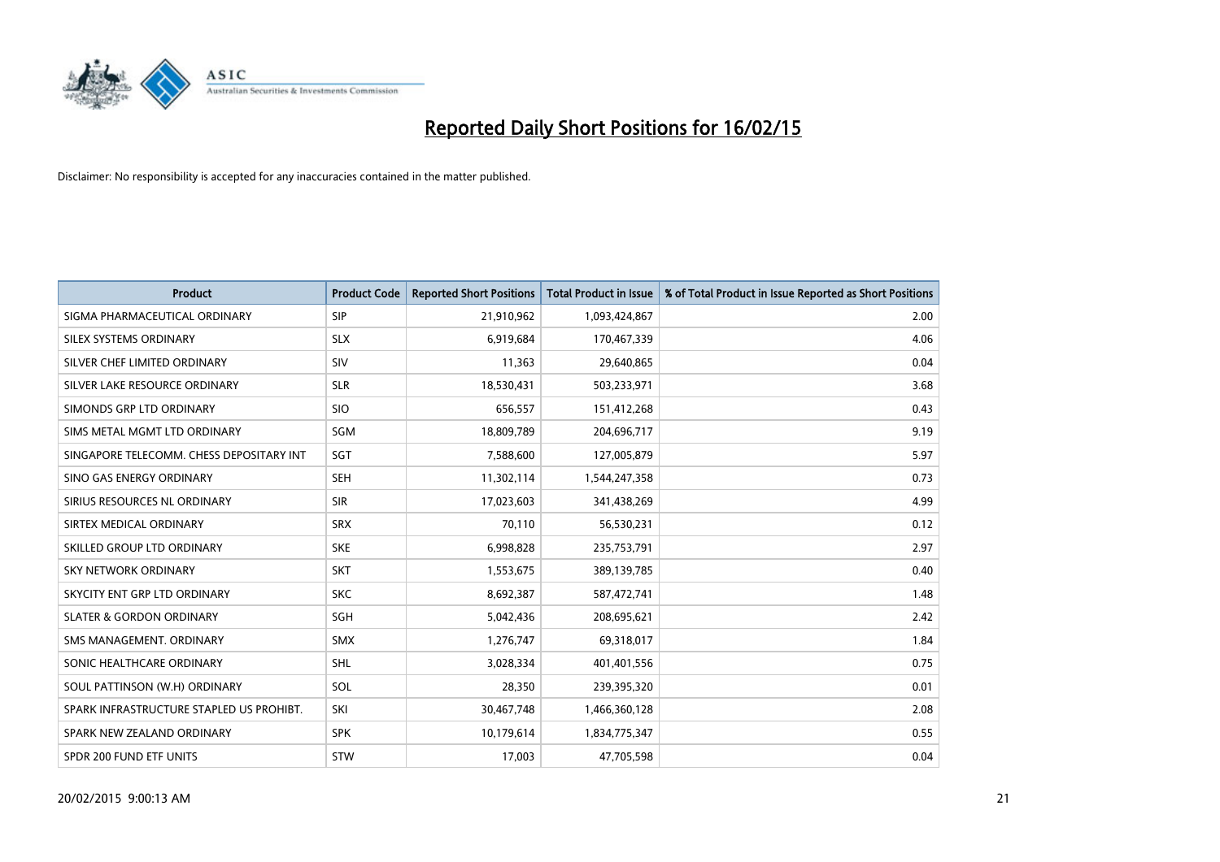# Reported Daily Short Positions for 16/02/15

Disclaimer: No responsibility is accepted for any inaccuracies contained in the matter published.

| Product | Product Code | Reported Short Positions | Total Product in Issue | % of Total Product in Issue Reported as Short Positions |
|---|---|---|---|---|
| SIGMA PHARMACEUTICAL ORDINARY | SIP | 21,910,962 | 1,093,424,867 | 2.00 |
| SILEX SYSTEMS ORDINARY | SLX | 6,919,684 | 170,467,339 | 4.06 |
| SILVER CHEF LIMITED ORDINARY | SIV | 11,363 | 29,640,865 | 0.04 |
| SILVER LAKE RESOURCE ORDINARY | SLR | 18,530,431 | 503,233,971 | 3.68 |
| SIMONDS GRP LTD ORDINARY | SIO | 656,557 | 151,412,268 | 0.43 |
| SIMS METAL MGMT LTD ORDINARY | SGM | 18,809,789 | 204,696,717 | 9.19 |
| SINGAPORE TELECOMM. CHESS DEPOSITARY INT | SGT | 7,588,600 | 127,005,879 | 5.97 |
| SINO GAS ENERGY ORDINARY | SEH | 11,302,114 | 1,544,247,358 | 0.73 |
| SIRIUS RESOURCES NL ORDINARY | SIR | 17,023,603 | 341,438,269 | 4.99 |
| SIRTEX MEDICAL ORDINARY | SRX | 70,110 | 56,530,231 | 0.12 |
| SKILLED GROUP LTD ORDINARY | SKE | 6,998,828 | 235,753,791 | 2.97 |
| SKY NETWORK ORDINARY | SKT | 1,553,675 | 389,139,785 | 0.40 |
| SKYCITY ENT GRP LTD ORDINARY | SKC | 8,692,387 | 587,472,741 | 1.48 |
| SLATER & GORDON ORDINARY | SGH | 5,042,436 | 208,695,621 | 2.42 |
| SMS MANAGEMENT. ORDINARY | SMX | 1,276,747 | 69,318,017 | 1.84 |
| SONIC HEALTHCARE ORDINARY | SHL | 3,028,334 | 401,401,556 | 0.75 |
| SOUL PATTINSON (W.H) ORDINARY | SOL | 28,350 | 239,395,320 | 0.01 |
| SPARK INFRASTRUCTURE STAPLED US PROHIBT. | SKI | 30,467,748 | 1,466,360,128 | 2.08 |
| SPARK NEW ZEALAND ORDINARY | SPK | 10,179,614 | 1,834,775,347 | 0.55 |
| SPDR 200 FUND ETF UNITS | STW | 17,003 | 47,705,598 | 0.04 |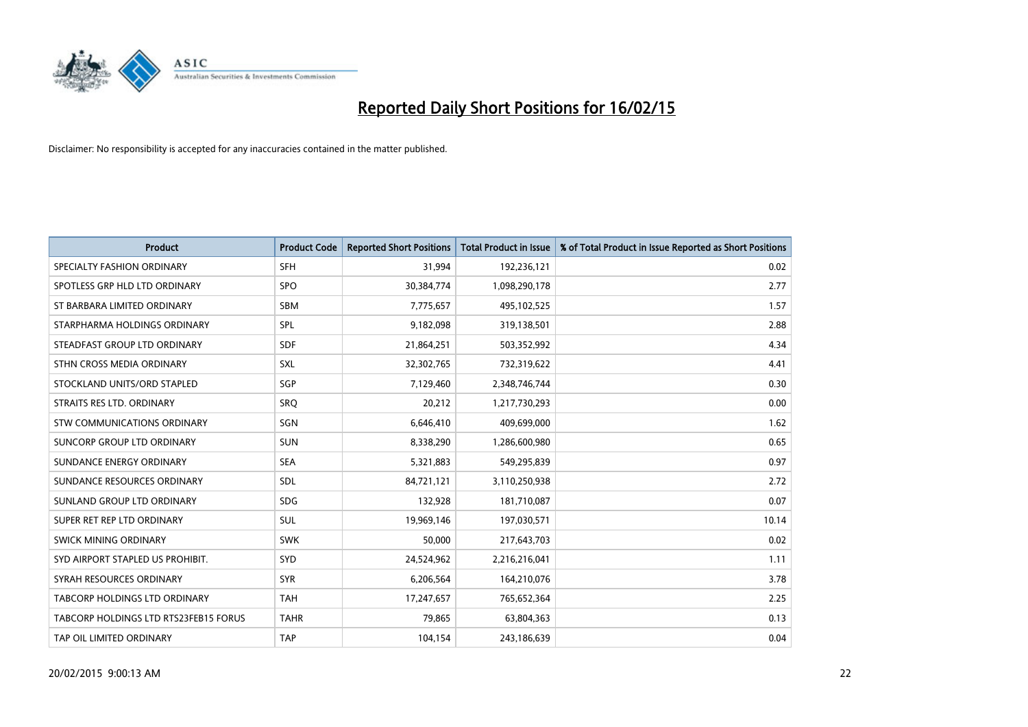# Reported Daily Short Positions for 16/02/15

Disclaimer: No responsibility is accepted for any inaccuracies contained in the matter published.

| Product | Product Code | Reported Short Positions | Total Product in Issue | % of Total Product in Issue Reported as Short Positions |
| --- | --- | --- | --- | --- |
| SPECIALTY FASHION ORDINARY | SFH | 31,994 | 192,236,121 | 0.02 |
| SPOTLESS GRP HLD LTD ORDINARY | SPO | 30,384,774 | 1,098,290,178 | 2.77 |
| ST BARBARA LIMITED ORDINARY | SBM | 7,775,657 | 495,102,525 | 1.57 |
| STARPHARMA HOLDINGS ORDINARY | SPL | 9,182,098 | 319,138,501 | 2.88 |
| STEADFAST GROUP LTD ORDINARY | SDF | 21,864,251 | 503,352,992 | 4.34 |
| STHN CROSS MEDIA ORDINARY | SXL | 32,302,765 | 732,319,622 | 4.41 |
| STOCKLAND UNITS/ORD STAPLED | SGP | 7,129,460 | 2,348,746,744 | 0.30 |
| STRAITS RES LTD. ORDINARY | SRQ | 20,212 | 1,217,730,293 | 0.00 |
| STW COMMUNICATIONS ORDINARY | SGN | 6,646,410 | 409,699,000 | 1.62 |
| SUNCORP GROUP LTD ORDINARY | SUN | 8,338,290 | 1,286,600,980 | 0.65 |
| SUNDANCE ENERGY ORDINARY | SEA | 5,321,883 | 549,295,839 | 0.97 |
| SUNDANCE RESOURCES ORDINARY | SDL | 84,721,121 | 3,110,250,938 | 2.72 |
| SUNLAND GROUP LTD ORDINARY | SDG | 132,928 | 181,710,087 | 0.07 |
| SUPER RET REP LTD ORDINARY | SUL | 19,969,146 | 197,030,571 | 10.14 |
| SWICK MINING ORDINARY | SWK | 50,000 | 217,643,703 | 0.02 |
| SYD AIRPORT STAPLED US PROHIBIT. | SYD | 24,524,962 | 2,216,216,041 | 1.11 |
| SYRAH RESOURCES ORDINARY | SYR | 6,206,564 | 164,210,076 | 3.78 |
| TABCORP HOLDINGS LTD ORDINARY | TAH | 17,247,657 | 765,652,364 | 2.25 |
| TABCORP HOLDINGS LTD RTS23FEB15 FORUS | TAHR | 79,865 | 63,804,363 | 0.13 |
| TAP OIL LIMITED ORDINARY | TAP | 104,154 | 243,186,639 | 0.04 |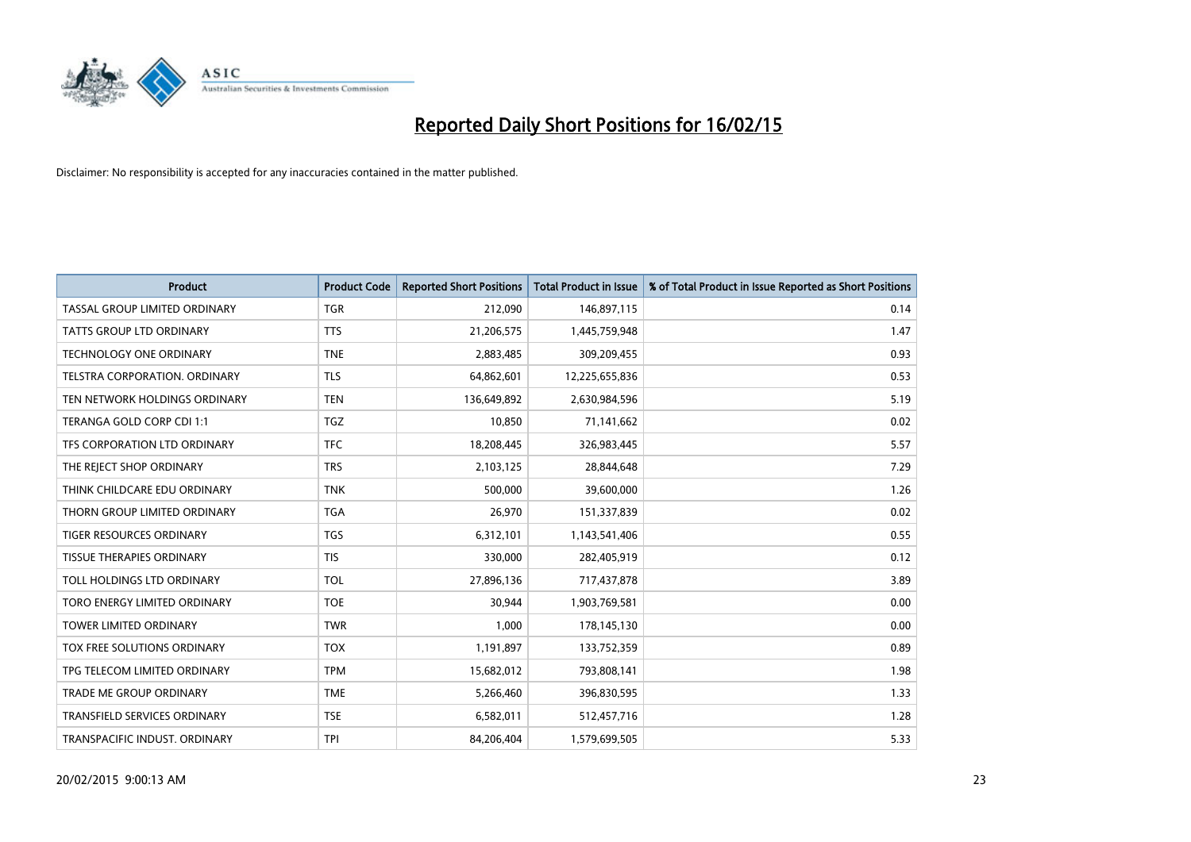# Reported Daily Short Positions for 16/02/15

Disclaimer: No responsibility is accepted for any inaccuracies contained in the matter published.

| Product | Product Code | Reported Short Positions | Total Product in Issue | % of Total Product in Issue Reported as Short Positions |
|---|---|---|---|---|
| TASSAL GROUP LIMITED ORDINARY | TGR | 212,090 | 146,897,115 | 0.14 |
| TATTS GROUP LTD ORDINARY | TTS | 21,206,575 | 1,445,759,948 | 1.47 |
| TECHNOLOGY ONE ORDINARY | TNE | 2,883,485 | 309,209,455 | 0.93 |
| TELSTRA CORPORATION. ORDINARY | TLS | 64,862,601 | 12,225,655,836 | 0.53 |
| TEN NETWORK HOLDINGS ORDINARY | TEN | 136,649,892 | 2,630,984,596 | 5.19 |
| TERANGA GOLD CORP CDI 1:1 | TGZ | 10,850 | 71,141,662 | 0.02 |
| TFS CORPORATION LTD ORDINARY | TFC | 18,208,445 | 326,983,445 | 5.57 |
| THE REJECT SHOP ORDINARY | TRS | 2,103,125 | 28,844,648 | 7.29 |
| THINK CHILDCARE EDU ORDINARY | TNK | 500,000 | 39,600,000 | 1.26 |
| THORN GROUP LIMITED ORDINARY | TGA | 26,970 | 151,337,839 | 0.02 |
| TIGER RESOURCES ORDINARY | TGS | 6,312,101 | 1,143,541,406 | 0.55 |
| TISSUE THERAPIES ORDINARY | TIS | 330,000 | 282,405,919 | 0.12 |
| TOLL HOLDINGS LTD ORDINARY | TOL | 27,896,136 | 717,437,878 | 3.89 |
| TORO ENERGY LIMITED ORDINARY | TOE | 30,944 | 1,903,769,581 | 0.00 |
| TOWER LIMITED ORDINARY | TWR | 1,000 | 178,145,130 | 0.00 |
| TOX FREE SOLUTIONS ORDINARY | TOX | 1,191,897 | 133,752,359 | 0.89 |
| TPG TELECOM LIMITED ORDINARY | TPM | 15,682,012 | 793,808,141 | 1.98 |
| TRADE ME GROUP ORDINARY | TME | 5,266,460 | 396,830,595 | 1.33 |
| TRANSFIELD SERVICES ORDINARY | TSE | 6,582,011 | 512,457,716 | 1.28 |
| TRANSPACIFIC INDUST. ORDINARY | TPI | 84,206,404 | 1,579,699,505 | 5.33 |

20/02/2015 9:00:13 AM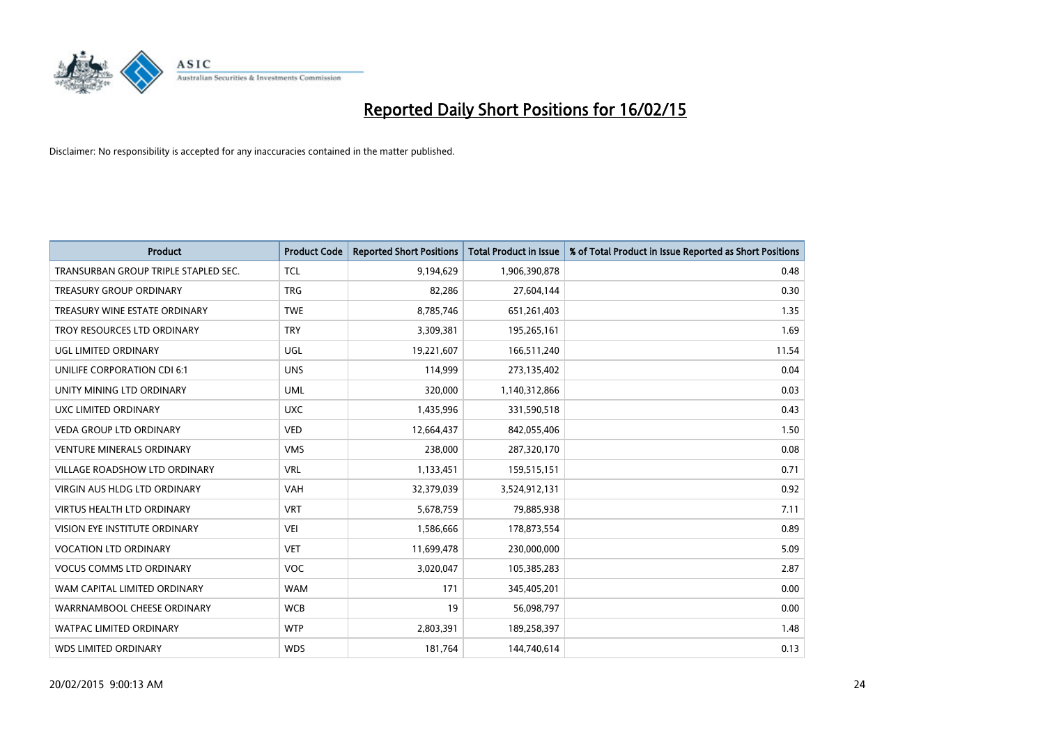# Reported Daily Short Positions for 16/02/15

Disclaimer: No responsibility is accepted for any inaccuracies contained in the matter published.

| Product | Product Code | Reported Short Positions | Total Product in Issue | % of Total Product in Issue Reported as Short Positions |
|---|---|---|---|---|
| TRANSURBAN GROUP TRIPLE STAPLED SEC. | TCL | 9,194,629 | 1,906,390,878 | 0.48 |
| TREASURY GROUP ORDINARY | TRG | 82,286 | 27,604,144 | 0.30 |
| TREASURY WINE ESTATE ORDINARY | TWE | 8,785,746 | 651,261,403 | 1.35 |
| TROY RESOURCES LTD ORDINARY | TRY | 3,309,381 | 195,265,161 | 1.69 |
| UGL LIMITED ORDINARY | UGL | 19,221,607 | 166,511,240 | 11.54 |
| UNILIFE CORPORATION CDI 6:1 | UNS | 114,999 | 273,135,402 | 0.04 |
| UNITY MINING LTD ORDINARY | UML | 320,000 | 1,140,312,866 | 0.03 |
| UXC LIMITED ORDINARY | UXC | 1,435,996 | 331,590,518 | 0.43 |
| VEDA GROUP LTD ORDINARY | VED | 12,664,437 | 842,055,406 | 1.50 |
| VENTURE MINERALS ORDINARY | VMS | 238,000 | 287,320,170 | 0.08 |
| VILLAGE ROADSHOW LTD ORDINARY | VRL | 1,133,451 | 159,515,151 | 0.71 |
| VIRGIN AUS HLDG LTD ORDINARY | VAH | 32,379,039 | 3,524,912,131 | 0.92 |
| VIRTUS HEALTH LTD ORDINARY | VRT | 5,678,759 | 79,885,938 | 7.11 |
| VISION EYE INSTITUTE ORDINARY | VEI | 1,586,666 | 178,873,554 | 0.89 |
| VOCATION LTD ORDINARY | VET | 11,699,478 | 230,000,000 | 5.09 |
| VOCUS COMMS LTD ORDINARY | VOC | 3,020,047 | 105,385,283 | 2.87 |
| WAM CAPITAL LIMITED ORDINARY | WAM | 171 | 345,405,201 | 0.00 |
| WARRNAMBOOL CHEESE ORDINARY | WCB | 19 | 56,098,797 | 0.00 |
| WATPAC LIMITED ORDINARY | WTP | 2,803,391 | 189,258,397 | 1.48 |
| WDS LIMITED ORDINARY | WDS | 181,764 | 144,740,614 | 0.13 |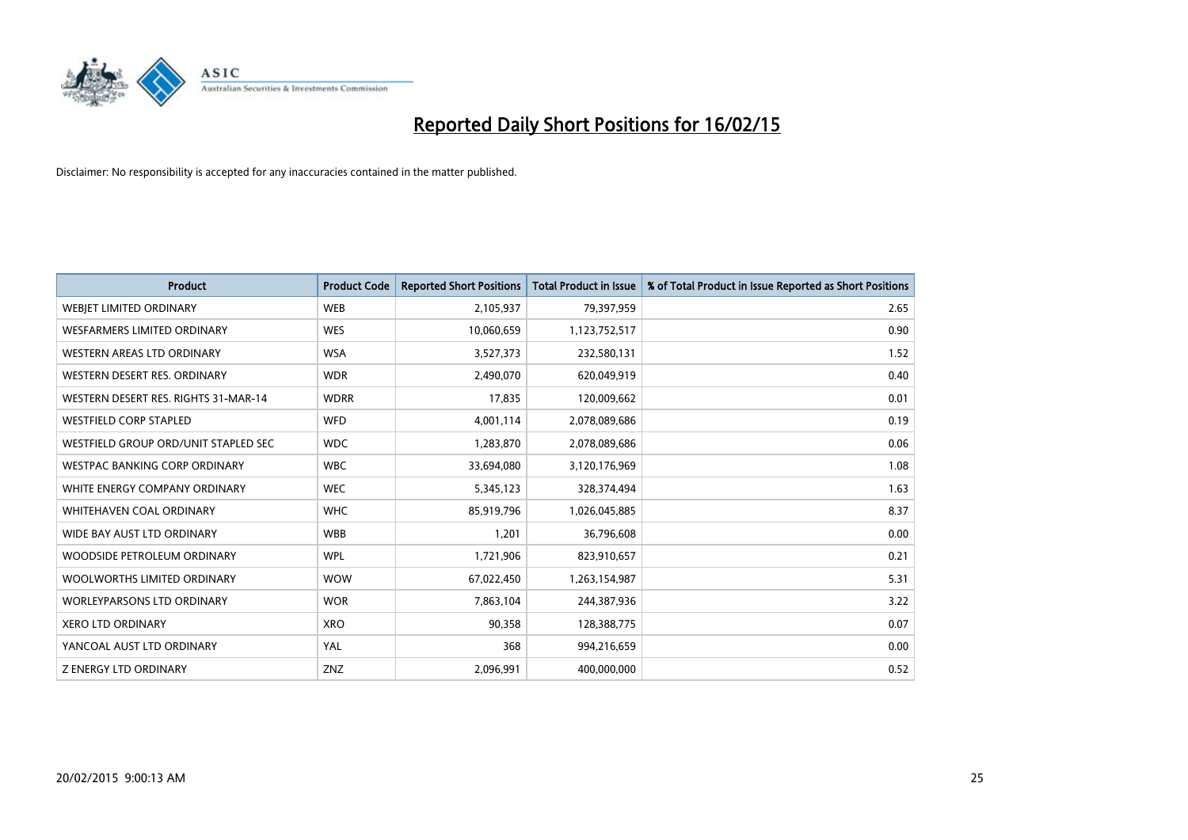# Reported Daily Short Positions for 16/02/15

Disclaimer: No responsibility is accepted for any inaccuracies contained in the matter published.

| Product | Product Code | Reported Short Positions | Total Product in Issue | % of Total Product in Issue Reported as Short Positions |
| --- | --- | --- | --- | --- |
| WEBJET LIMITED ORDINARY | WEB | 2,105,937 | 79,397,959 | 2.65 |
| WESFARMERS LIMITED ORDINARY | WES | 10,060,659 | 1,123,752,517 | 0.90 |
| WESTERN AREAS LTD ORDINARY | WSA | 3,527,373 | 232,580,131 | 1.52 |
| WESTERN DESERT RES. ORDINARY | WDR | 2,490,070 | 620,049,919 | 0.40 |
| WESTERN DESERT RES. RIGHTS 31-MAR-14 | WDRR | 17,835 | 120,009,662 | 0.01 |
| WESTFIELD CORP STAPLED | WFD | 4,001,114 | 2,078,089,686 | 0.19 |
| WESTFIELD GROUP ORD/UNIT STAPLED SEC | WDC | 1,283,870 | 2,078,089,686 | 0.06 |
| WESTPAC BANKING CORP ORDINARY | WBC | 33,694,080 | 3,120,176,969 | 1.08 |
| WHITE ENERGY COMPANY ORDINARY | WEC | 5,345,123 | 328,374,494 | 1.63 |
| WHITEHAVEN COAL ORDINARY | WHC | 85,919,796 | 1,026,045,885 | 8.37 |
| WIDE BAY AUST LTD ORDINARY | WBB | 1,201 | 36,796,608 | 0.00 |
| WOODSIDE PETROLEUM ORDINARY | WPL | 1,721,906 | 823,910,657 | 0.21 |
| WOOLWORTHS LIMITED ORDINARY | WOW | 67,022,450 | 1,263,154,987 | 5.31 |
| WORLEYPARSONS LTD ORDINARY | WOR | 7,863,104 | 244,387,936 | 3.22 |
| XERO LTD ORDINARY | XRO | 90,358 | 128,388,775 | 0.07 |
| YANCOAL AUST LTD ORDINARY | YAL | 368 | 994,216,659 | 0.00 |
| Z ENERGY LTD ORDINARY | ZNZ | 2,096,991 | 400,000,000 | 0.52 |

20/02/2015 9:00:13 AM